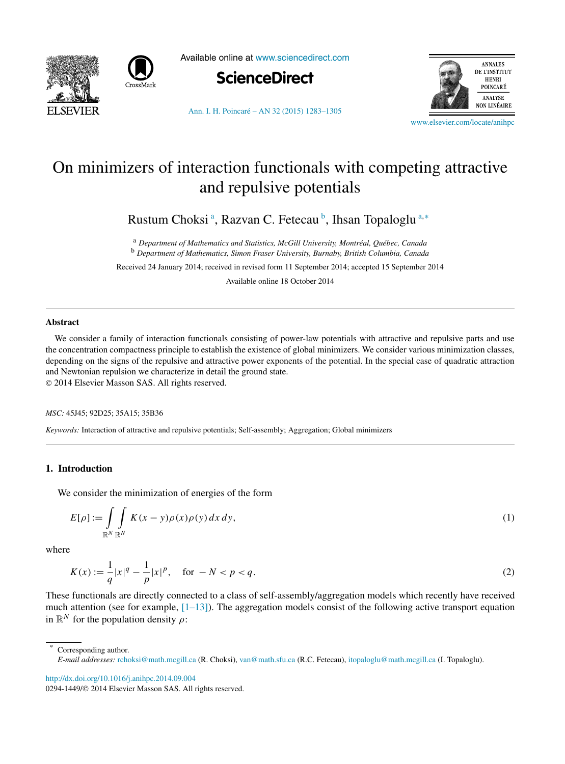# On minimizers of interaction functionals with competing attractive and repulsive potentials

Rustum Choksi [a], Razvan C. Fetecau [b], Ihsan Topaloglu [a,*]

[a] *Department of Mathematics and Statistics, McGill University, Montréal, Québec, Canada*
[b] *Department of Mathematics, Simon Fraser University, Burnaby, British Columbia, Canada*

Received 24 January 2014; received in revised form 11 September 2014; accepted 15 September 2014

Available online 18 October 2014

## Abstract

We consider a family of interaction functionals consisting of power-law potentials with attractive and repulsive parts and use the concentration compactness principle to establish the existence of global minimizers. We consider various minimization classes, depending on the signs of the repulsive and attractive power exponents of the potential. In the special case of quadratic attraction and Newtonian repulsion we characterize in detail the ground state.

© 2014 Elsevier Masson SAS. All rights reserved.

*MSC:* 45J45; 92D25; 35A15; 35B36

*Keywords:* Interaction of attractive and repulsive potentials; Self-assembly; Aggregation; Global minimizers

## 1. Introduction

We consider the minimization of energies of the form

$$E[\rho] := \int_{\mathbb{R}^N}\int_{\mathbb{R}^N} K(x-y)\rho(x)\rho(y)\,dx\,dy, \tag{1}$$

where

$$K(x) := \frac{1}{q}|x|^q - \frac{1}{p}|x|^p, \quad \text{for } -N < p < q. \tag{2}$$

These functionals are directly connected to a class of self-assembly/aggregation models which recently have received much attention (see for example, [1–13]). The aggregation models consist of the following active transport equation in $\mathbb{R}^N$ for the population density $\rho$:

---

\* Corresponding author.
*E-mail addresses:* rchoksi@math.mcgill.ca (R. Choksi), van@math.sfu.ca (R.C. Fetecau), itopaloglu@math.mcgill.ca (I. Topaloglu).

http://dx.doi.org/10.1016/j.anihpc.2014.09.004
0294-1449/© 2014 Elsevier Masson SAS. All rights reserved.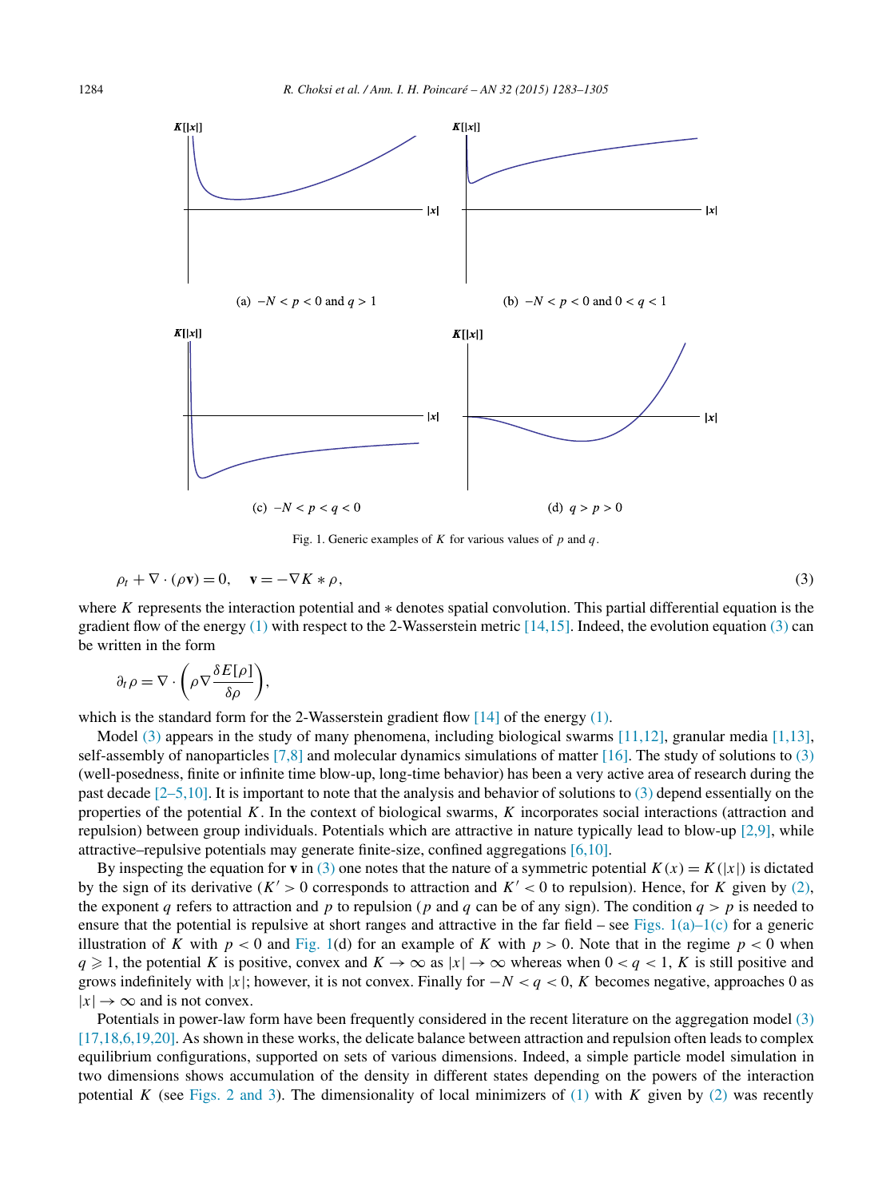(a) $-N < p < 0$ and $q > 1$

(b) $-N < p < 0$ and $0 < q < 1$

(c) $-N < p < q < 0$

(d) $q > p > 0$

Fig. 1. Generic examples of $K$ for various values of $p$ and $q$.

$$\rho_t + \nabla \cdot (\rho \mathbf{v}) = 0, \quad \mathbf{v} = -\nabla K * \rho, \tag{3}$$

where $K$ represents the interaction potential and $*$ denotes spatial convolution. This partial differential equation is the gradient flow of the energy (1) with respect to the 2-Wasserstein metric [14,15]. Indeed, the evolution equation (3) can be written in the form

$$\partial_t \rho = \nabla \cdot \left( \rho \nabla \frac{\delta E[\rho]}{\delta \rho} \right),$$

which is the standard form for the 2-Wasserstein gradient flow [14] of the energy (1).

Model (3) appears in the study of many phenomena, including biological swarms [11,12], granular media [1,13], self-assembly of nanoparticles [7,8] and molecular dynamics simulations of matter [16]. The study of solutions to (3) (well-posedness, finite or infinite time blow-up, long-time behavior) has been a very active area of research during the past decade [2–5,10]. It is important to note that the analysis and behavior of solutions to (3) depend essentially on the properties of the potential $K$. In the context of biological swarms, $K$ incorporates social interactions (attraction and repulsion) between group individuals. Potentials which are attractive in nature typically lead to blow-up [2,9], while attractive–repulsive potentials may generate finite-size, confined aggregations [6,10].

By inspecting the equation for $\mathbf{v}$ in (3) one notes that the nature of a symmetric potential $K(x) = K(|x|)$ is dictated by the sign of its derivative ($K' > 0$ corresponds to attraction and $K' < 0$ to repulsion). Hence, for $K$ given by (2), the exponent $q$ refers to attraction and $p$ to repulsion ($p$ and $q$ can be of any sign). The condition $q > p$ is needed to ensure that the potential is repulsive at short ranges and attractive in the far field – see Figs. 1(a)–1(c) for a generic illustration of $K$ with $p < 0$ and Fig. 1(d) for an example of $K$ with $p > 0$. Note that in the regime $p < 0$ when $q \geqslant 1$, the potential $K$ is positive, convex and $K \to \infty$ as $|x| \to \infty$ whereas when $0 < q < 1$, $K$ is still positive and grows indefinitely with $|x|$; however, it is not convex. Finally for $-N < q < 0$, $K$ becomes negative, approaches 0 as $|x| \to \infty$ and is not convex.

Potentials in power-law form have been frequently considered in the recent literature on the aggregation model (3) [17,18,6,19,20]. As shown in these works, the delicate balance between attraction and repulsion often leads to complex equilibrium configurations, supported on sets of various dimensions. Indeed, a simple particle model simulation in two dimensions shows accumulation of the density in different states depending on the powers of the interaction potential $K$ (see Figs. 2 and 3). The dimensionality of local minimizers of (1) with $K$ given by (2) was recently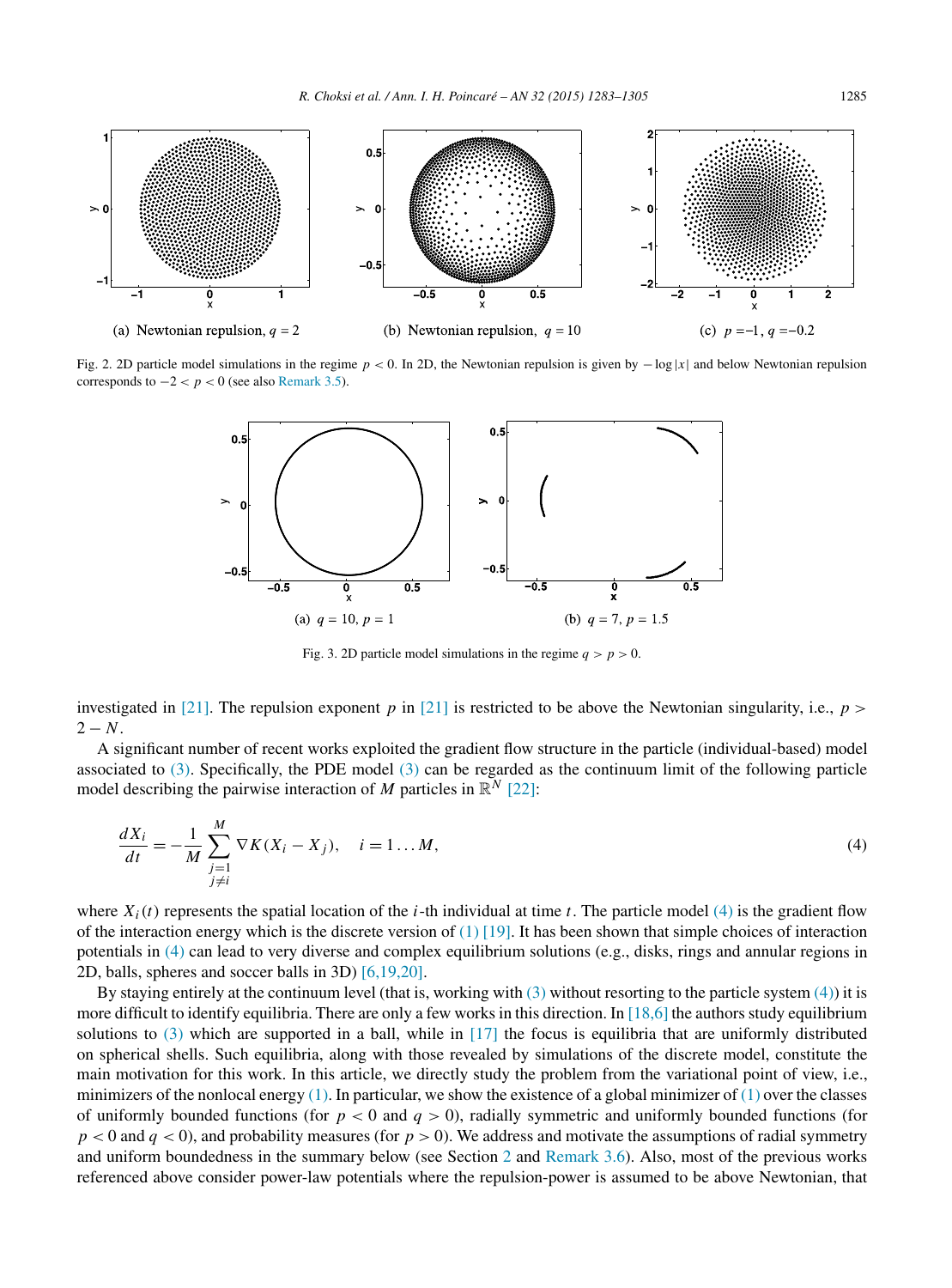(a) Newtonian repulsion, $q = 2$

(b) Newtonian repulsion, $q = 10$

(c) $p = -1$, $q = -0.2$

Fig. 2. 2D particle model simulations in the regime $p < 0$. In 2D, the Newtonian repulsion is given by $-\log|x|$ and below Newtonian repulsion corresponds to $-2 < p < 0$ (see also Remark 3.5).

(a) $q = 10$, $p = 1$

(b) $q = 7$, $p = 1.5$

Fig. 3. 2D particle model simulations in the regime $q > p > 0$.

investigated in [21]. The repulsion exponent $p$ in [21] is restricted to be above the Newtonian singularity, i.e., $p > 2 - N$.

A significant number of recent works exploited the gradient flow structure in the particle (individual-based) model associated to (3). Specifically, the PDE model (3) can be regarded as the continuum limit of the following particle model describing the pairwise interaction of $M$ particles in $\mathbb{R}^N$ [22]:

$$\frac{dX_i}{dt} = -\frac{1}{M} \sum_{\substack{j=1 \\ j \neq i}}^{M} \nabla K(X_i - X_j), \quad i = 1 \ldots M, \tag{4}$$

where $X_i(t)$ represents the spatial location of the $i$-th individual at time $t$. The particle model (4) is the gradient flow of the interaction energy which is the discrete version of (1) [19]. It has been shown that simple choices of interaction potentials in (4) can lead to very diverse and complex equilibrium solutions (e.g., disks, rings and annular regions in 2D, balls, spheres and soccer balls in 3D) [6,19,20].

By staying entirely at the continuum level (that is, working with (3) without resorting to the particle system (4)) it is more difficult to identify equilibria. There are only a few works in this direction. In [18,6] the authors study equilibrium solutions to (3) which are supported in a ball, while in [17] the focus is equilibria that are uniformly distributed on spherical shells. Such equilibria, along with those revealed by simulations of the discrete model, constitute the main motivation for this work. In this article, we directly study the problem from the variational point of view, i.e., minimizers of the nonlocal energy (1). In particular, we show the existence of a global minimizer of (1) over the classes of uniformly bounded functions (for $p < 0$ and $q > 0$), radially symmetric and uniformly bounded functions (for $p < 0$ and $q < 0$), and probability measures (for $p > 0$). We address and motivate the assumptions of radial symmetry and uniform boundedness in the summary below (see Section 2 and Remark 3.6). Also, most of the previous works referenced above consider power-law potentials where the repulsion-power is assumed to be above Newtonian, that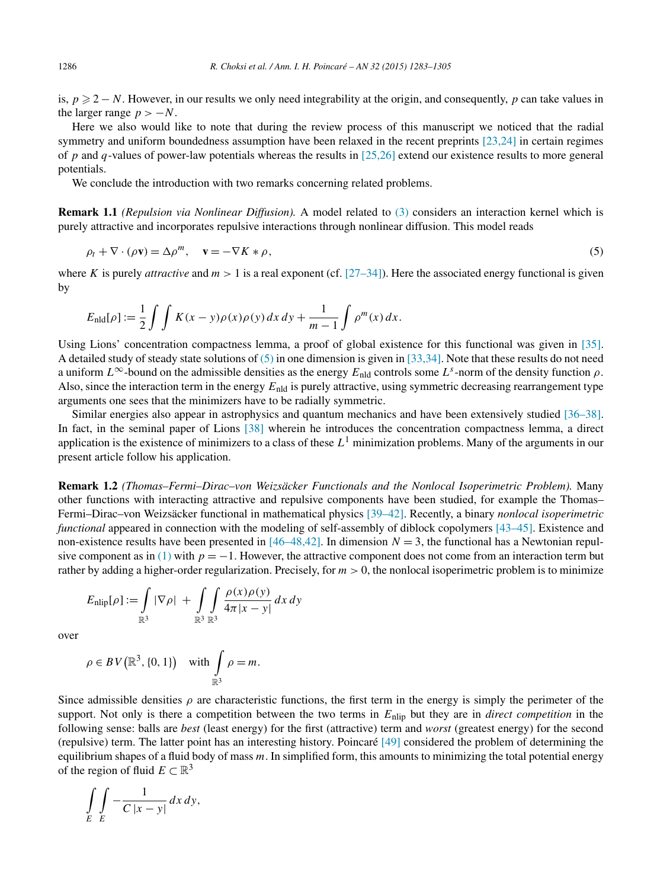is, $p \geqslant 2 - N$. However, in our results we only need integrability at the origin, and consequently, $p$ can take values in the larger range $p > -N$.

Here we also would like to note that during the review process of this manuscript we noticed that the radial symmetry and uniform boundedness assumption have been relaxed in the recent preprints [23,24] in certain regimes of $p$ and $q$-values of power-law potentials whereas the results in [25,26] extend our existence results to more general potentials.

We conclude the introduction with two remarks concerning related problems.

**Remark 1.1** *(Repulsion via Nonlinear Diffusion).* A model related to (3) considers an interaction kernel which is purely attractive and incorporates repulsive interactions through nonlinear diffusion. This model reads

$$\rho_t + \nabla \cdot (\rho \mathbf{v}) = \Delta \rho^m, \quad \mathbf{v} = -\nabla K * \rho, \tag{5}$$

where $K$ is purely *attractive* and $m > 1$ is a real exponent (cf. [27–34]). Here the associated energy functional is given by

$$E_{\text{nld}}[\rho] := \frac{1}{2} \int \int K(x-y)\rho(x)\rho(y)\, dx\, dy + \frac{1}{m-1} \int \rho^m(x)\, dx.$$

Using Lions' concentration compactness lemma, a proof of global existence for this functional was given in [35]. A detailed study of steady state solutions of (5) in one dimension is given in [33,34]. Note that these results do not need a uniform $L^\infty$-bound on the admissible densities as the energy $E_{\text{nld}}$ controls some $L^s$-norm of the density function $\rho$. Also, since the interaction term in the energy $E_{\text{nld}}$ is purely attractive, using symmetric decreasing rearrangement type arguments one sees that the minimizers have to be radially symmetric.

Similar energies also appear in astrophysics and quantum mechanics and have been extensively studied [36–38]. In fact, in the seminal paper of Lions [38] wherein he introduces the concentration compactness lemma, a direct application is the existence of minimizers to a class of these $L^1$ minimization problems. Many of the arguments in our present article follow his application.

**Remark 1.2** *(Thomas–Fermi–Dirac–von Weizsäcker Functionals and the Nonlocal Isoperimetric Problem).* Many other functions with interacting attractive and repulsive components have been studied, for example the Thomas–Fermi–Dirac–von Weizsäcker functional in mathematical physics [39–42]. Recently, a binary *nonlocal isoperimetric functional* appeared in connection with the modeling of self-assembly of diblock copolymers [43–45]. Existence and non-existence results have been presented in [46–48,42]. In dimension $N = 3$, the functional has a Newtonian repulsive component as in (1) with $p = -1$. However, the attractive component does not come from an interaction term but rather by adding a higher-order regularization. Precisely, for $m > 0$, the nonlocal isoperimetric problem is to minimize

$$E_{\text{nlip}}[\rho] := \int_{\mathbb{R}^3} |\nabla \rho| + \int_{\mathbb{R}^3} \int_{\mathbb{R}^3} \frac{\rho(x)\rho(y)}{4\pi |x-y|}\, dx\, dy$$

over

$$\rho \in BV\big(\mathbb{R}^3, \{0,1\}\big) \quad \text{with} \int_{\mathbb{R}^3} \rho = m.$$

Since admissible densities $\rho$ are characteristic functions, the first term in the energy is simply the perimeter of the support. Not only is there a competition between the two terms in $E_{\text{nlip}}$ but they are in *direct competition* in the following sense: balls are *best* (least energy) for the first (attractive) term and *worst* (greatest energy) for the second (repulsive) term. The latter point has an interesting history. Poincaré [49] considered the problem of determining the equilibrium shapes of a fluid body of mass $m$. In simplified form, this amounts to minimizing the total potential energy of the region of fluid $E \subset \mathbb{R}^3$

$$\int_E \int_E -\frac{1}{C|x-y|}\, dx\, dy,$$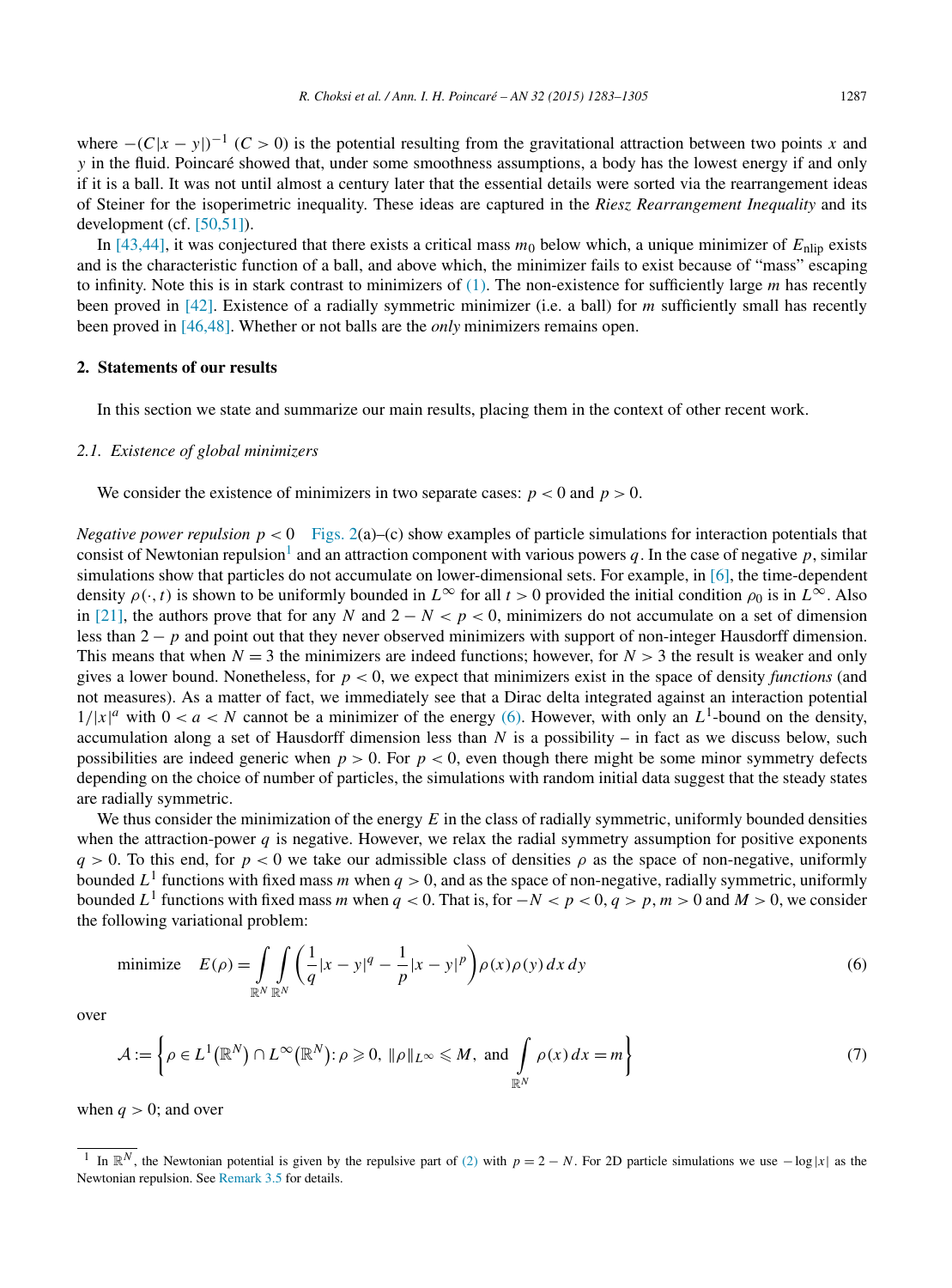where $-(C|x-y|)^{-1}$ ($C > 0$) is the potential resulting from the gravitational attraction between two points $x$ and $y$ in the fluid. Poincaré showed that, under some smoothness assumptions, a body has the lowest energy if and only if it is a ball. It was not until almost a century later that the essential details were sorted via the rearrangement ideas of Steiner for the isoperimetric inequality. These ideas are captured in the *Riesz Rearrangement Inequality* and its development (cf. [50,51]).

In [43,44], it was conjectured that there exists a critical mass $m_0$ below which, a unique minimizer of $E_{\text{nlip}}$ exists and is the characteristic function of a ball, and above which, the minimizer fails to exist because of "mass" escaping to infinity. Note this is in stark contrast to minimizers of (1). The non-existence for sufficiently large $m$ has recently been proved in [42]. Existence of a radially symmetric minimizer (i.e. a ball) for $m$ sufficiently small has recently been proved in [46,48]. Whether or not balls are the *only* minimizers remains open.

## 2. Statements of our results

In this section we state and summarize our main results, placing them in the context of other recent work.

### 2.1. Existence of global minimizers

We consider the existence of minimizers in two separate cases: $p < 0$ and $p > 0$.

*Negative power repulsion* $p < 0$ Figs. 2(a)–(c) show examples of particle simulations for interaction potentials that consist of Newtonian repulsion[1] and an attraction component with various powers $q$. In the case of negative $p$, similar simulations show that particles do not accumulate on lower-dimensional sets. For example, in [6], the time-dependent density $\rho(\cdot,t)$ is shown to be uniformly bounded in $L^\infty$ for all $t > 0$ provided the initial condition $\rho_0$ is in $L^\infty$. Also in [21], the authors prove that for any $N$ and $2-N < p < 0$, minimizers do not accumulate on a set of dimension less than $2-p$ and point out that they never observed minimizers with support of non-integer Hausdorff dimension. This means that when $N = 3$ the minimizers are indeed functions; however, for $N > 3$ the result is weaker and only gives a lower bound. Nonetheless, for $p < 0$, we expect that minimizers exist in the space of density *functions* (and not measures). As a matter of fact, we immediately see that a Dirac delta integrated against an interaction potential $1/|x|^a$ with $0 < a < N$ cannot be a minimizer of the energy (6). However, with only an $L^1$-bound on the density, accumulation along a set of Hausdorff dimension less than $N$ is a possibility – in fact as we discuss below, such possibilities are indeed generic when $p > 0$. For $p < 0$, even though there might be some minor symmetry defects depending on the choice of number of particles, the simulations with random initial data suggest that the steady states are radially symmetric.

We thus consider the minimization of the energy $E$ in the class of radially symmetric, uniformly bounded densities when the attraction-power $q$ is negative. However, we relax the radial symmetry assumption for positive exponents $q > 0$. To this end, for $p < 0$ we take our admissible class of densities $\rho$ as the space of non-negative, uniformly bounded $L^1$ functions with fixed mass $m$ when $q > 0$, and as the space of non-negative, radially symmetric, uniformly bounded $L^1$ functions with fixed mass $m$ when $q < 0$. That is, for $-N < p < 0$, $q > p$, $m > 0$ and $M > 0$, we consider the following variational problem:

$$\text{minimize} \quad E(\rho) = \int\limits_{\mathbb{R}^N}\int\limits_{\mathbb{R}^N} \left( \frac{1}{q}|x-y|^q - \frac{1}{p}|x-y|^p \right) \rho(x)\rho(y)\,dx\,dy \tag{6}$$

over

$$\mathcal{A} := \left\{ \rho \in L^1(\mathbb{R}^N) \cap L^\infty(\mathbb{R}^N) \colon \rho \geqslant 0,\ \|\rho\|_{L^\infty} \leqslant M,\ \text{and} \int\limits_{\mathbb{R}^N} \rho(x)\,dx = m \right\} \tag{7}$$

when $q > 0$; and over

[1] In $\mathbb{R}^N$, the Newtonian potential is given by the repulsive part of (2) with $p = 2-N$. For 2D particle simulations we use $-\log|x|$ as the Newtonian repulsion. See Remark 3.5 for details.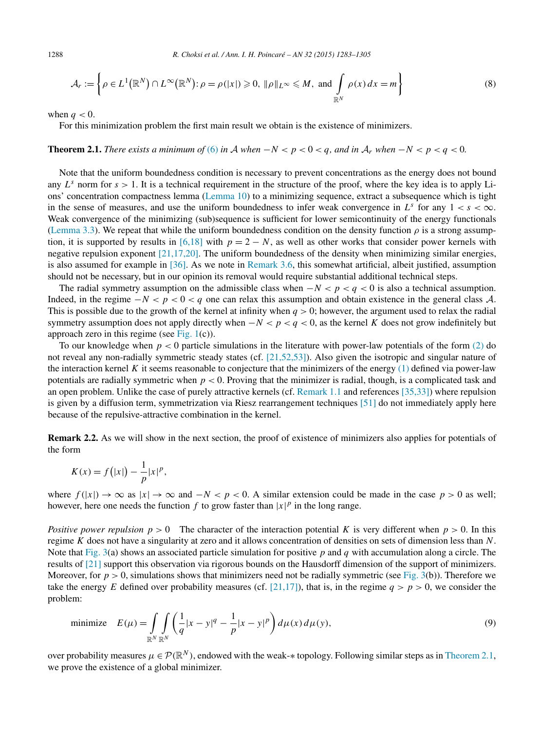$$\mathcal{A}_r := \left\{ \rho \in L^1(\mathbb{R}^N) \cap L^\infty(\mathbb{R}^N) \colon \rho = \rho(|x|) \geqslant 0,\ \|\rho\|_{L^\infty} \leqslant M, \text{ and } \int_{\mathbb{R}^N} \rho(x)\,dx = m \right\} \tag{8}$$

when $q < 0$.

For this minimization problem the first main result we obtain is the existence of minimizers.

**Theorem 2.1.** *There exists a minimum of (6) in $\mathcal{A}$ when $-N < p < 0 < q$, and in $\mathcal{A}_r$ when $-N < p < q < 0$.*

Note that the uniform boundedness condition is necessary to prevent concentrations as the energy does not bound any $L^s$ norm for $s > 1$. It is a technical requirement in the structure of the proof, where the key idea is to apply Lions' concentration compactness lemma (Lemma 10) to a minimizing sequence, extract a subsequence which is tight in the sense of measures, and use the uniform boundedness to infer weak convergence in $L^s$ for any $1 < s < \infty$. Weak convergence of the minimizing (sub)sequence is sufficient for lower semicontinuity of the energy functionals (Lemma 3.3). We repeat that while the uniform boundedness condition on the density function $\rho$ is a strong assumption, it is supported by results in [6,18] with $p = 2 - N$, as well as other works that consider power kernels with negative repulsion exponent [21,17,20]. The uniform boundedness of the density when minimizing similar energies, is also assumed for example in [36]. As we note in Remark 3.6, this somewhat artificial, albeit justified, assumption should not be necessary, but in our opinion its removal would require substantial additional technical steps.

The radial symmetry assumption on the admissible class when $-N < p < q < 0$ is also a technical assumption. Indeed, in the regime $-N < p < 0 < q$ one can relax this assumption and obtain existence in the general class $\mathcal{A}$. This is possible due to the growth of the kernel at infinity when $q > 0$; however, the argument used to relax the radial symmetry assumption does not apply directly when $-N < p < q < 0$, as the kernel $K$ does not grow indefinitely but approach zero in this regime (see Fig. 1(c)).

To our knowledge when $p < 0$ particle simulations in the literature with power-law potentials of the form (2) do not reveal any non-radially symmetric steady states (cf. [21,52,53]). Also given the isotropic and singular nature of the interaction kernel $K$ it seems reasonable to conjecture that the minimizers of the energy (1) defined via power-law potentials are radially symmetric when $p < 0$. Proving that the minimizer is radial, though, is a complicated task and an open problem. Unlike the case of purely attractive kernels (cf. Remark 1.1 and references [35,33]) where repulsion is given by a diffusion term, symmetrization via Riesz rearrangement techniques [51] do not immediately apply here because of the repulsive-attractive combination in the kernel.

**Remark 2.2.** As we will show in the next section, the proof of existence of minimizers also applies for potentials of the form

$$K(x) = f(|x|) - \frac{1}{p}|x|^p,$$

where $f(|x|) \to \infty$ as $|x| \to \infty$ and $-N < p < 0$. A similar extension could be made in the case $p > 0$ as well; however, here one needs the function $f$ to grow faster than $|x|^p$ in the long range.

*Positive power repulsion $p > 0$* The character of the interaction potential $K$ is very different when $p > 0$. In this regime $K$ does not have a singularity at zero and it allows concentration of densities on sets of dimension less than $N$. Note that Fig. 3(a) shows an associated particle simulation for positive $p$ and $q$ with accumulation along a circle. The results of [21] support this observation via rigorous bounds on the Hausdorff dimension of the support of minimizers. Moreover, for $p > 0$, simulations shows that minimizers need not be radially symmetric (see Fig. 3(b)). Therefore we take the energy $E$ defined over probability measures (cf. [21,17]), that is, in the regime $q > p > 0$, we consider the problem:

$$\text{minimize} \quad E(\mu) = \int_{\mathbb{R}^N}\int_{\mathbb{R}^N} \left( \frac{1}{q}|x-y|^q - \frac{1}{p}|x-y|^p \right) d\mu(x)\,d\mu(y), \tag{9}$$

over probability measures $\mu \in \mathcal{P}(\mathbb{R}^N)$, endowed with the weak-$*$ topology. Following similar steps as in Theorem 2.1, we prove the existence of a global minimizer.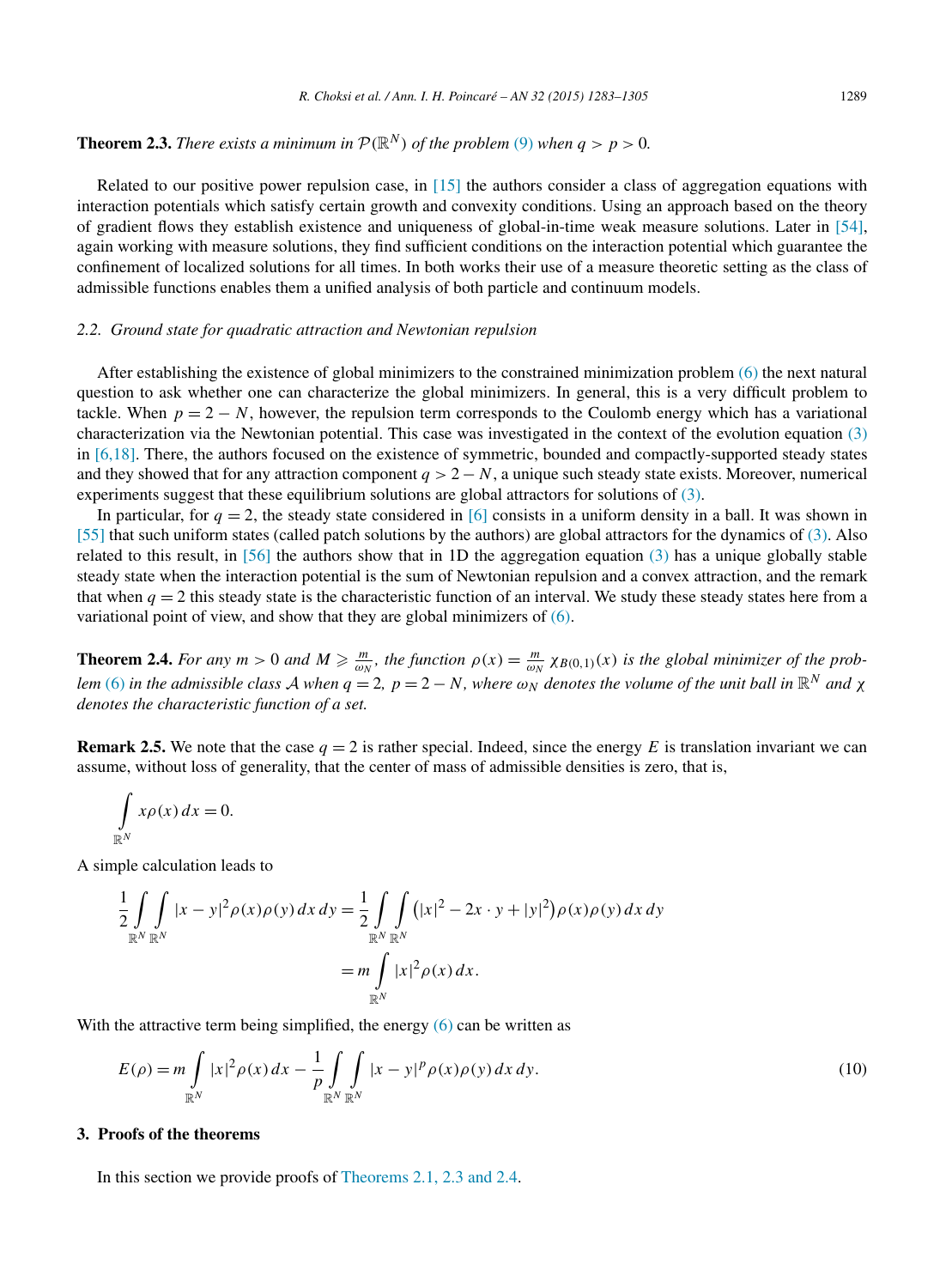**Theorem 2.3.** *There exists a minimum in $\mathcal{P}(\mathbb{R}^N)$ of the problem (9) when $q > p > 0$.*

Related to our positive power repulsion case, in [15] the authors consider a class of aggregation equations with interaction potentials which satisfy certain growth and convexity conditions. Using an approach based on the theory of gradient flows they establish existence and uniqueness of global-in-time weak measure solutions. Later in [54], again working with measure solutions, they find sufficient conditions on the interaction potential which guarantee the confinement of localized solutions for all times. In both works their use of a measure theoretic setting as the class of admissible functions enables them a unified analysis of both particle and continuum models.

### 2.2. Ground state for quadratic attraction and Newtonian repulsion

After establishing the existence of global minimizers to the constrained minimization problem (6) the next natural question to ask whether one can characterize the global minimizers. In general, this is a very difficult problem to tackle. When $p = 2 - N$, however, the repulsion term corresponds to the Coulomb energy which has a variational characterization via the Newtonian potential. This case was investigated in the context of the evolution equation (3) in [6,18]. There, the authors focused on the existence of symmetric, bounded and compactly-supported steady states and they showed that for any attraction component $q > 2 - N$, a unique such steady state exists. Moreover, numerical experiments suggest that these equilibrium solutions are global attractors for solutions of (3).

In particular, for $q = 2$, the steady state considered in [6] consists in a uniform density in a ball. It was shown in [55] that such uniform states (called patch solutions by the authors) are global attractors for the dynamics of (3). Also related to this result, in [56] the authors show that in 1D the aggregation equation (3) has a unique globally stable steady state when the interaction potential is the sum of Newtonian repulsion and a convex attraction, and the remark that when $q = 2$ this steady state is the characteristic function of an interval. We study these steady states here from a variational point of view, and show that they are global minimizers of (6).

**Theorem 2.4.** *For any $m > 0$ and $M \geqslant \frac{m}{\omega_N}$, the function $\rho(x) = \frac{m}{\omega_N}\chi_{B(0,1)}(x)$ is the global minimizer of the problem (6) in the admissible class $\mathcal{A}$ when $q = 2$, $p = 2 - N$, where $\omega_N$ denotes the volume of the unit ball in $\mathbb{R}^N$ and $\chi$ denotes the characteristic function of a set.*

**Remark 2.5.** We note that the case $q = 2$ is rather special. Indeed, since the energy $E$ is translation invariant we can assume, without loss of generality, that the center of mass of admissible densities is zero, that is,

$$\int_{\mathbb{R}^N} x\rho(x)\,dx = 0.$$

A simple calculation leads to

$$\begin{aligned}\frac{1}{2}\int_{\mathbb{R}^N}\int_{\mathbb{R}^N} |x-y|^2\rho(x)\rho(y)\,dx\,dy &= \frac{1}{2}\int_{\mathbb{R}^N}\int_{\mathbb{R}^N}\big(|x|^2 - 2x\cdot y + |y|^2\big)\rho(x)\rho(y)\,dx\,dy \\ &= m\int_{\mathbb{R}^N} |x|^2\rho(x)\,dx.\end{aligned}$$

With the attractive term being simplified, the energy (6) can be written as

$$E(\rho) = m\int_{\mathbb{R}^N} |x|^2\rho(x)\,dx - \frac{1}{p}\int_{\mathbb{R}^N}\int_{\mathbb{R}^N} |x-y|^p\rho(x)\rho(y)\,dx\,dy. \tag{10}$$

## 3. Proofs of the theorems

In this section we provide proofs of Theorems 2.1, 2.3 and 2.4.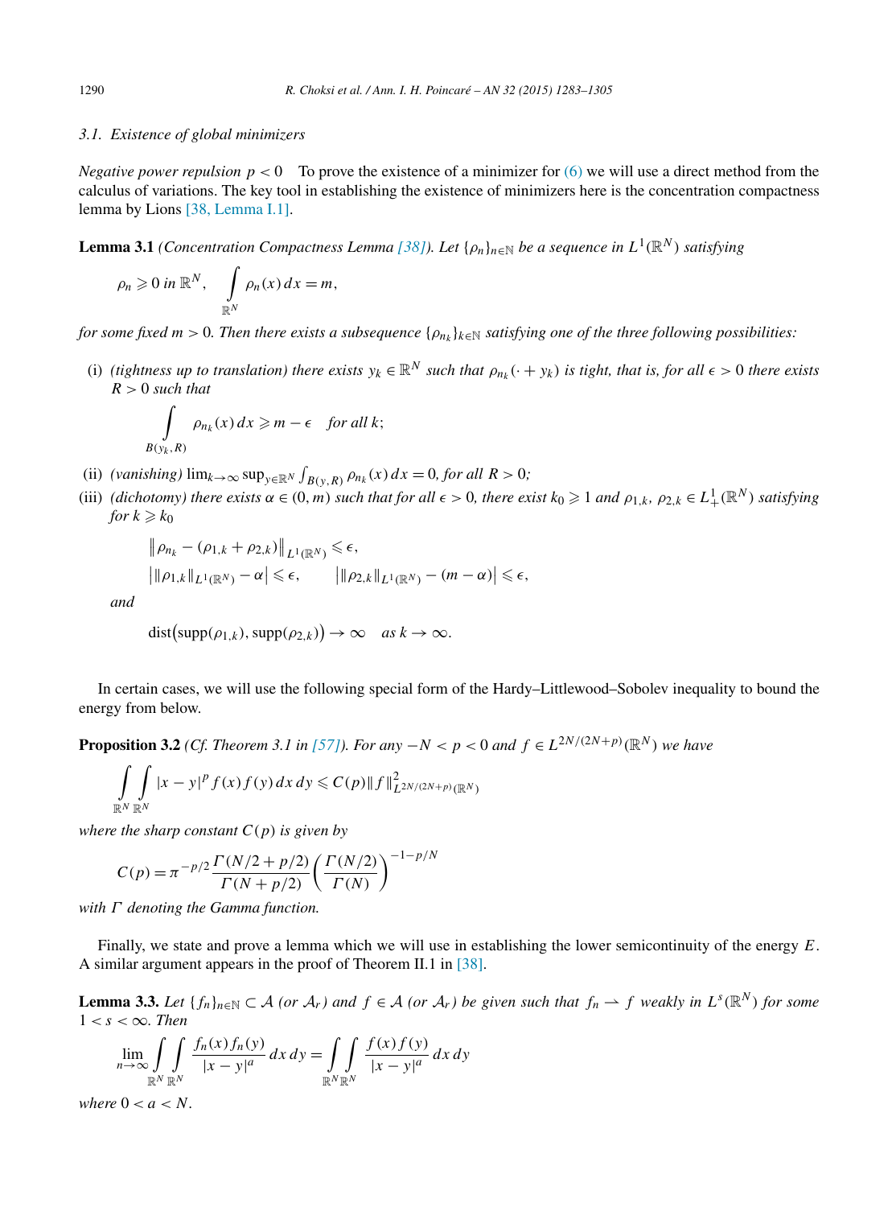### 3.1. Existence of global minimizers

*Negative power repulsion $p < 0$* To prove the existence of a minimizer for (6) we will use a direct method from the calculus of variations. The key tool in establishing the existence of minimizers here is the concentration compactness lemma by Lions [38, Lemma I.1].

**Lemma 3.1** *(Concentration Compactness Lemma [38]). Let $\{\rho_n\}_{n\in\mathbb{N}}$ be a sequence in $L^1(\mathbb{R}^N)$ satisfying*

$$\rho_n \geqslant 0 \text{ in } \mathbb{R}^N, \quad \int_{\mathbb{R}^N} \rho_n(x)\,dx = m,$$

*for some fixed $m > 0$. Then there exists a subsequence $\{\rho_{n_k}\}_{k\in\mathbb{N}}$ satisfying one of the three following possibilities:*

(i) *(tightness up to translation) there exists $y_k \in \mathbb{R}^N$ such that $\rho_{n_k}(\cdot + y_k)$ is tight, that is, for all $\epsilon > 0$ there exists $R > 0$ such that*

$$\int_{B(y_k,R)} \rho_{n_k}(x)\,dx \geqslant m - \epsilon \quad \text{for all } k;$$

(ii) *(vanishing) $\lim_{k\to\infty} \sup_{y\in\mathbb{R}^N} \int_{B(y,R)} \rho_{n_k}(x)\,dx = 0$, for all $R > 0$;*

(iii) *(dichotomy) there exists $\alpha \in (0, m)$ such that for all $\epsilon > 0$, there exist $k_0 \geqslant 1$ and $\rho_{1,k}$, $\rho_{2,k} \in L^1_+(\mathbb{R}^N)$ satisfying for $k \geqslant k_0$*

$$\left\|\rho_{n_k} - (\rho_{1,k} + \rho_{2,k})\right\|_{L^1(\mathbb{R}^N)} \leqslant \epsilon,$$
$$\left|\|\rho_{1,k}\|_{L^1(\mathbb{R}^N)} - \alpha\right| \leqslant \epsilon, \qquad \left|\|\rho_{2,k}\|_{L^1(\mathbb{R}^N)} - (m - \alpha)\right| \leqslant \epsilon,$$

*and*

$$\operatorname{dist}\big(\operatorname{supp}(\rho_{1,k}), \operatorname{supp}(\rho_{2,k})\big) \to \infty \quad \text{as } k \to \infty.$$

In certain cases, we will use the following special form of the Hardy–Littlewood–Sobolev inequality to bound the energy from below.

**Proposition 3.2** *(Cf. Theorem 3.1 in [57]). For any $-N < p < 0$ and $f \in L^{2N/(2N+p)}(\mathbb{R}^N)$ we have*

$$\int_{\mathbb{R}^N}\int_{\mathbb{R}^N} |x-y|^p f(x) f(y)\,dx\,dy \leqslant C(p)\|f\|^2_{L^{2N/(2N+p)}(\mathbb{R}^N)}$$

*where the sharp constant $C(p)$ is given by*

$$C(p) = \pi^{-p/2}\frac{\Gamma(N/2 + p/2)}{\Gamma(N + p/2)}\left(\frac{\Gamma(N/2)}{\Gamma(N)}\right)^{-1-p/N}$$

*with $\Gamma$ denoting the Gamma function.*

Finally, we state and prove a lemma which we will use in establishing the lower semicontinuity of the energy $E$. A similar argument appears in the proof of Theorem II.1 in [38].

**Lemma 3.3.** *Let $\{f_n\}_{n\in\mathbb{N}} \subset \mathcal{A}$ (or $\mathcal{A}_r$) and $f \in \mathcal{A}$ (or $\mathcal{A}_r$) be given such that $f_n \rightharpoonup f$ weakly in $L^s(\mathbb{R}^N)$ for some $1 < s < \infty$. Then*

$$\lim_{n\to\infty} \int_{\mathbb{R}^N}\int_{\mathbb{R}^N} \frac{f_n(x) f_n(y)}{|x-y|^a}\,dx\,dy = \int_{\mathbb{R}^N}\int_{\mathbb{R}^N} \frac{f(x) f(y)}{|x-y|^a}\,dx\,dy$$

*where $0 < a < N$.*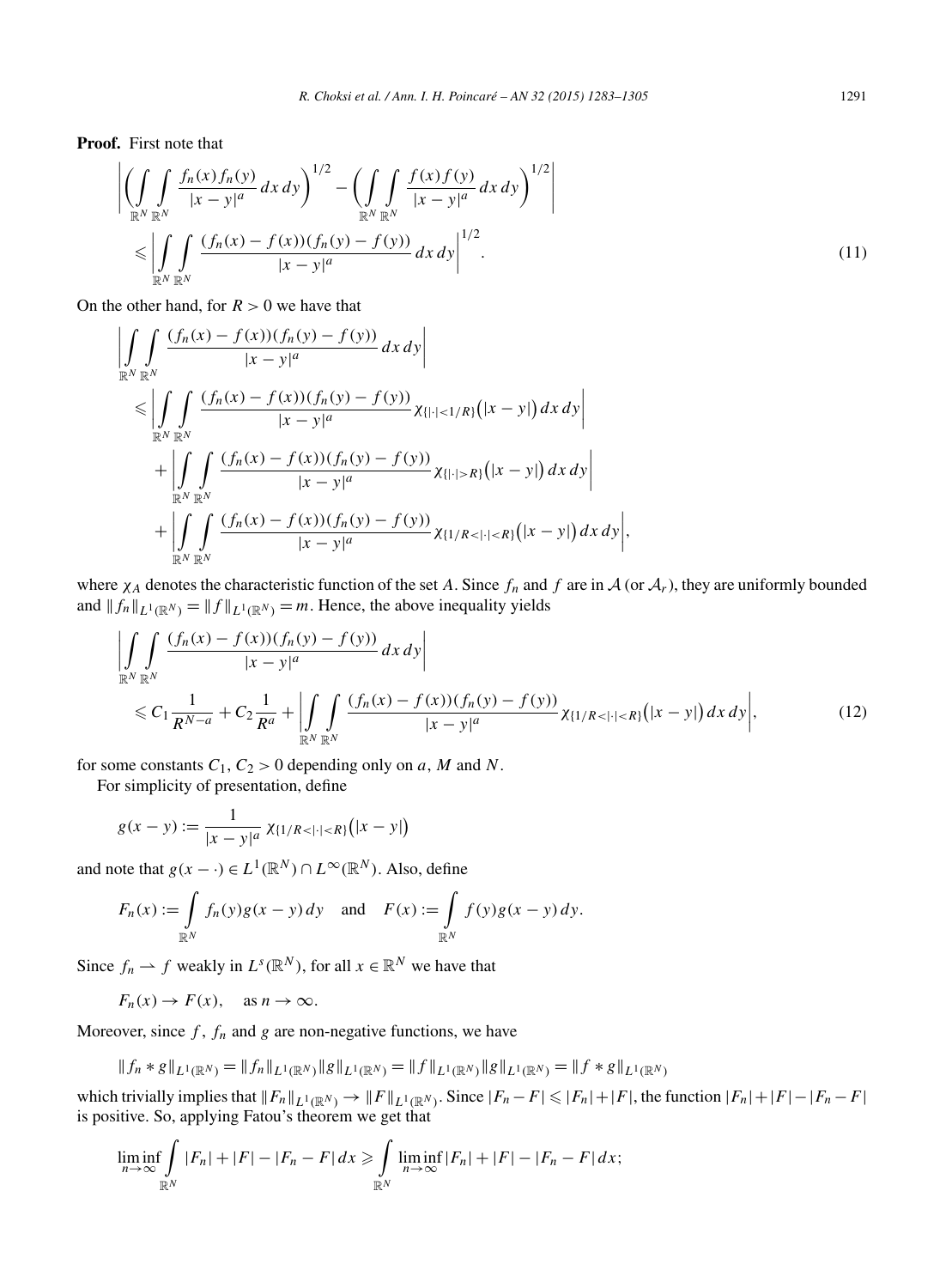**Proof.** First note that

$$
\left| \left( \int\limits_{\mathbb{R}^N} \int\limits_{\mathbb{R}^N} \frac{f_n(x) f_n(y)}{|x-y|^a} \, dx \, dy \right)^{1/2} - \left( \int\limits_{\mathbb{R}^N} \int\limits_{\mathbb{R}^N} \frac{f(x) f(y)}{|x-y|^a} \, dx \, dy \right)^{1/2} \right|
\leqslant \left| \int\limits_{\mathbb{R}^N} \int\limits_{\mathbb{R}^N} \frac{(f_n(x) - f(x))(f_n(y) - f(y))}{|x-y|^a} \, dx \, dy \right|^{1/2}. \tag{11}
$$

On the other hand, for $R > 0$ we have that

$$
\begin{aligned}
&\left| \int\limits_{\mathbb{R}^N} \int\limits_{\mathbb{R}^N} \frac{(f_n(x) - f(x))(f_n(y) - f(y))}{|x-y|^a} \, dx \, dy \right| \\
&\leqslant \left| \int\limits_{\mathbb{R}^N} \int\limits_{\mathbb{R}^N} \frac{(f_n(x) - f(x))(f_n(y) - f(y))}{|x-y|^a} \chi_{\{|\cdot|<1/R\}}\big(|x-y|\big) \, dx \, dy \right| \\
&\quad + \left| \int\limits_{\mathbb{R}^N} \int\limits_{\mathbb{R}^N} \frac{(f_n(x) - f(x))(f_n(y) - f(y))}{|x-y|^a} \chi_{\{|\cdot|>R\}}\big(|x-y|\big) \, dx \, dy \right| \\
&\quad + \left| \int\limits_{\mathbb{R}^N} \int\limits_{\mathbb{R}^N} \frac{(f_n(x) - f(x))(f_n(y) - f(y))}{|x-y|^a} \chi_{\{1/R<|\cdot|<R\}}\big(|x-y|\big) \, dx \, dy \right|,
\end{aligned}
$$

where $\chi_A$ denotes the characteristic function of the set $A$. Since $f_n$ and $f$ are in $\mathcal{A}$ (or $\mathcal{A}_r$), they are uniformly bounded and $\|f_n\|_{L^1(\mathbb{R}^N)} = \|f\|_{L^1(\mathbb{R}^N)} = m$. Hence, the above inequality yields

$$
\begin{aligned}
&\left| \int\limits_{\mathbb{R}^N} \int\limits_{\mathbb{R}^N} \frac{(f_n(x) - f(x))(f_n(y) - f(y))}{|x-y|^a} \, dx \, dy \right| \\
&\leqslant C_1 \frac{1}{R^{N-a}} + C_2 \frac{1}{R^a} + \left| \int\limits_{\mathbb{R}^N} \int\limits_{\mathbb{R}^N} \frac{(f_n(x) - f(x))(f_n(y) - f(y))}{|x-y|^a} \chi_{\{1/R<|\cdot|<R\}}\big(|x-y|\big) \, dx \, dy \right|,
\end{aligned} \tag{12}
$$

for some constants $C_1, C_2 > 0$ depending only on $a$, $M$ and $N$.

For simplicity of presentation, define

$$
g(x-y) := \frac{1}{|x-y|^a} \chi_{\{1/R<|\cdot|<R\}}\big(|x-y|\big)
$$

and note that $g(x - \cdot) \in L^1(\mathbb{R}^N) \cap L^\infty(\mathbb{R}^N)$. Also, define

$$
F_n(x) := \int\limits_{\mathbb{R}^N} f_n(y) g(x-y) \, dy \quad \text{and} \quad F(x) := \int\limits_{\mathbb{R}^N} f(y) g(x-y) \, dy.
$$

Since $f_n \rightharpoonup f$ weakly in $L^s(\mathbb{R}^N)$, for all $x \in \mathbb{R}^N$ we have that

$$
F_n(x) \to F(x), \quad \text{as } n \to \infty.
$$

Moreover, since $f$, $f_n$ and $g$ are non-negative functions, we have

$$
\|f_n * g\|_{L^1(\mathbb{R}^N)} = \|f_n\|_{L^1(\mathbb{R}^N)} \|g\|_{L^1(\mathbb{R}^N)} = \|f\|_{L^1(\mathbb{R}^N)} \|g\|_{L^1(\mathbb{R}^N)} = \|f * g\|_{L^1(\mathbb{R}^N)}
$$

which trivially implies that $\|F_n\|_{L^1(\mathbb{R}^N)} \to \|F\|_{L^1(\mathbb{R}^N)}$. Since $|F_n - F| \leqslant |F_n| + |F|$, the function $|F_n| + |F| - |F_n - F|$ is positive. So, applying Fatou's theorem we get that

$$
\liminf_{n\to\infty} \int\limits_{\mathbb{R}^N} |F_n| + |F| - |F_n - F| \, dx \geqslant \int\limits_{\mathbb{R}^N} \liminf_{n\to\infty} |F_n| + |F| - |F_n - F| \, dx;
$$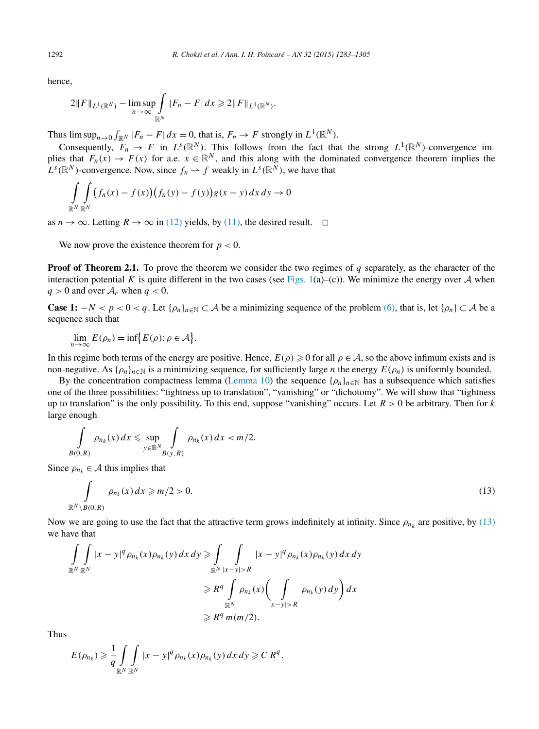hence,

$$2\|F\|_{L^1(\mathbb{R}^N)} - \limsup_{n\to\infty} \int_{\mathbb{R}^N} |F_n - F|\,dx \geqslant 2\|F\|_{L^1(\mathbb{R}^N)}.$$

Thus $\limsup_{n\to 0} \int_{\mathbb{R}^N} |F_n - F|\,dx = 0$, that is, $F_n \to F$ strongly in $L^1(\mathbb{R}^N)$.

Consequently, $F_n \to F$ in $L^s(\mathbb{R}^N)$. This follows from the fact that the strong $L^1(\mathbb{R}^N)$-convergence implies that $F_n(x) \to F(x)$ for a.e. $x \in \mathbb{R}^N$, and this along with the dominated convergence theorem implies the $L^s(\mathbb{R}^N)$-convergence. Now, since $f_n \rightharpoonup f$ weakly in $L^s(\mathbb{R}^N)$, we have that

$$\int_{\mathbb{R}^N}\int_{\mathbb{R}^N} \big(f_n(x) - f(x)\big)\big(f_n(y) - f(y)\big) g(x-y)\,dx\,dy \to 0$$

as $n \to \infty$. Letting $R \to \infty$ in (12) yields, by (11), the desired result. $\square$

We now prove the existence theorem for $p < 0$.

**Proof of Theorem 2.1.** To prove the theorem we consider the two regimes of $q$ separately, as the character of the interaction potential $K$ is quite different in the two cases (see Figs. 1(a)–(c)). We minimize the energy over $\mathcal{A}$ when $q > 0$ and over $\mathcal{A}_r$ when $q < 0$.

**Case 1:** $-N < p < 0 < q$. Let $\{\rho_n\}_{n\in\mathbb{N}} \subset \mathcal{A}$ be a minimizing sequence of the problem (6), that is, let $\{\rho_n\} \subset \mathcal{A}$ be a sequence such that

$$\lim_{n\to\infty} E(\rho_n) = \inf\big\{E(\rho)\colon \rho \in \mathcal{A}\big\}.$$

In this regime both terms of the energy are positive. Hence, $E(\rho) \geqslant 0$ for all $\rho \in \mathcal{A}$, so the above infimum exists and is non-negative. As $\{\rho_n\}_{n\in\mathbb{N}}$ is a minimizing sequence, for sufficiently large $n$ the energy $E(\rho_n)$ is uniformly bounded.

By the concentration compactness lemma (Lemma 10) the sequence $\{\rho_n\}_{n\in\mathbb{N}}$ has a subsequence which satisfies one of the three possibilities: "tightness up to translation", "vanishing" or "dichotomy". We will show that "tightness up to translation" is the only possibility. To this end, suppose "vanishing" occurs. Let $R > 0$ be arbitrary. Then for $k$ large enough

$$\int_{B(0,R)} \rho_{n_k}(x)\,dx \leqslant \sup_{y\in\mathbb{R}^N} \int_{B(y,R)} \rho_{n_k}(x)\,dx < m/2.$$

Since $\rho_{n_k} \in \mathcal{A}$ this implies that

$$\int_{\mathbb{R}^N\setminus B(0,R)} \rho_{n_k}(x)\,dx \geqslant m/2 > 0. \tag{13}$$

Now we are going to use the fact that the attractive term grows indefinitely at infinity. Since $\rho_{n_k}$ are positive, by (13) we have that

$$\begin{aligned}
\int_{\mathbb{R}^N}\int_{\mathbb{R}^N} |x-y|^q \rho_{n_k}(x)\rho_{n_k}(y)\,dx\,dy &\geqslant \int_{\mathbb{R}^N}\int_{|x-y|>R} |x-y|^q \rho_{n_k}(x)\rho_{n_k}(y)\,dx\,dy \\
&\geqslant R^q \int_{\mathbb{R}^N} \rho_{n_k}(x)\bigg(\int_{|x-y|>R} \rho_{n_k}(y)\,dy\bigg)\,dx \\
&\geqslant R^q\, m(m/2).
\end{aligned}$$

Thus

$$E(\rho_{n_k}) \geqslant \frac{1}{q}\int_{\mathbb{R}^N}\int_{\mathbb{R}^N} |x-y|^q \rho_{n_k}(x)\rho_{n_k}(y)\,dx\,dy \geqslant C\,R^q.$$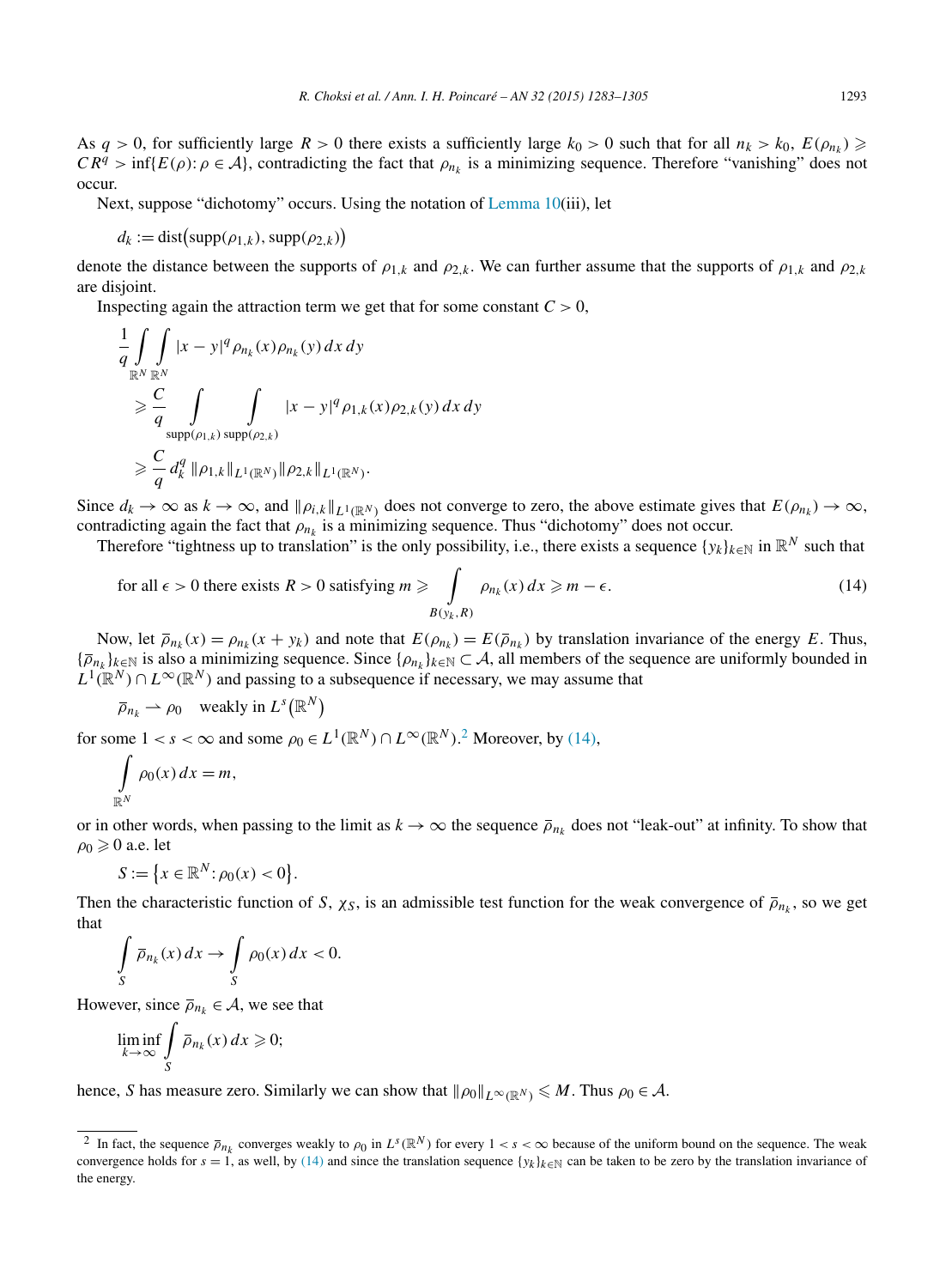As $q > 0$, for sufficiently large $R > 0$ there exists a sufficiently large $k_0 > 0$ such that for all $n_k > k_0$, $E(\rho_{n_k}) \geqslant CR^q > \inf\{E(\rho) : \rho \in \mathcal{A}\}$, contradicting the fact that $\rho_{n_k}$ is a minimizing sequence. Therefore "vanishing" does not occur.

Next, suppose "dichotomy" occurs. Using the notation of Lemma 10(iii), let

$$d_k := \operatorname{dist}\big(\operatorname{supp}(\rho_{1,k}), \operatorname{supp}(\rho_{2,k})\big)$$

denote the distance between the supports of $\rho_{1,k}$ and $\rho_{2,k}$. We can further assume that the supports of $\rho_{1,k}$ and $\rho_{2,k}$ are disjoint.

Inspecting again the attraction term we get that for some constant $C > 0$,

$$\begin{aligned}
&\frac{1}{q} \int_{\mathbb{R}^N} \int_{\mathbb{R}^N} |x-y|^q \rho_{n_k}(x) \rho_{n_k}(y)\, dx\, dy \\
&\quad \geqslant \frac{C}{q} \int_{\operatorname{supp}(\rho_{1,k})} \int_{\operatorname{supp}(\rho_{2,k})} |x-y|^q \rho_{1,k}(x) \rho_{2,k}(y)\, dx\, dy \\
&\quad \geqslant \frac{C}{q} d_k^q \, \|\rho_{1,k}\|_{L^1(\mathbb{R}^N)} \|\rho_{2,k}\|_{L^1(\mathbb{R}^N)}.
\end{aligned}$$

Since $d_k \to \infty$ as $k \to \infty$, and $\|\rho_{i,k}\|_{L^1(\mathbb{R}^N)}$ does not converge to zero, the above estimate gives that $E(\rho_{n_k}) \to \infty$, contradicting again the fact that $\rho_{n_k}$ is a minimizing sequence. Thus "dichotomy" does not occur.

Therefore "tightness up to translation" is the only possibility, i.e., there exists a sequence $\{y_k\}_{k\in\mathbb{N}}$ in $\mathbb{R}^N$ such that

$$\text{for all } \epsilon > 0 \text{ there exists } R > 0 \text{ satisfying } m \geqslant \int_{B(y_k,R)} \rho_{n_k}(x)\, dx \geqslant m - \epsilon. \tag{14}$$

Now, let $\bar{\rho}_{n_k}(x) = \rho_{n_k}(x + y_k)$ and note that $E(\rho_{n_k}) = E(\bar{\rho}_{n_k})$ by translation invariance of the energy $E$. Thus, $\{\bar{\rho}_{n_k}\}_{k\in\mathbb{N}}$ is also a minimizing sequence. Since $\{\rho_{n_k}\}_{k\in\mathbb{N}} \subset \mathcal{A}$, all members of the sequence are uniformly bounded in $L^1(\mathbb{R}^N) \cap L^\infty(\mathbb{R}^N)$ and passing to a subsequence if necessary, we may assume that

$$\bar{\rho}_{n_k} \rightharpoonup \rho_0 \quad \text{weakly in } L^s\big(\mathbb{R}^N\big)$$

for some $1 < s < \infty$ and some $\rho_0 \in L^1(\mathbb{R}^N) \cap L^\infty(\mathbb{R}^N)$.[2] Moreover, by (14),

$$\int_{\mathbb{R}^N} \rho_0(x)\, dx = m,$$

or in other words, when passing to the limit as $k \to \infty$ the sequence $\bar{\rho}_{n_k}$ does not "leak-out" at infinity. To show that $\rho_0 \geqslant 0$ a.e. let

$$S := \big\{x \in \mathbb{R}^N : \rho_0(x) < 0\big\}.$$

Then the characteristic function of $S$, $\chi_S$, is an admissible test function for the weak convergence of $\bar{\rho}_{n_k}$, so we get that

$$\int_S \bar{\rho}_{n_k}(x)\, dx \to \int_S \rho_0(x)\, dx < 0.$$

However, since $\bar{\rho}_{n_k} \in \mathcal{A}$, we see that

$$\liminf_{k\to\infty} \int_S \bar{\rho}_{n_k}(x)\, dx \geqslant 0;$$

hence, $S$ has measure zero. Similarly we can show that $\|\rho_0\|_{L^\infty(\mathbb{R}^N)} \leqslant M$. Thus $\rho_0 \in \mathcal{A}$.

---

[2] In fact, the sequence $\bar{\rho}_{n_k}$ converges weakly to $\rho_0$ in $L^s(\mathbb{R}^N)$ for every $1 < s < \infty$ because of the uniform bound on the sequence. The weak convergence holds for $s = 1$, as well, by (14) and since the translation sequence $\{y_k\}_{k\in\mathbb{N}}$ can be taken to be zero by the translation invariance of the energy.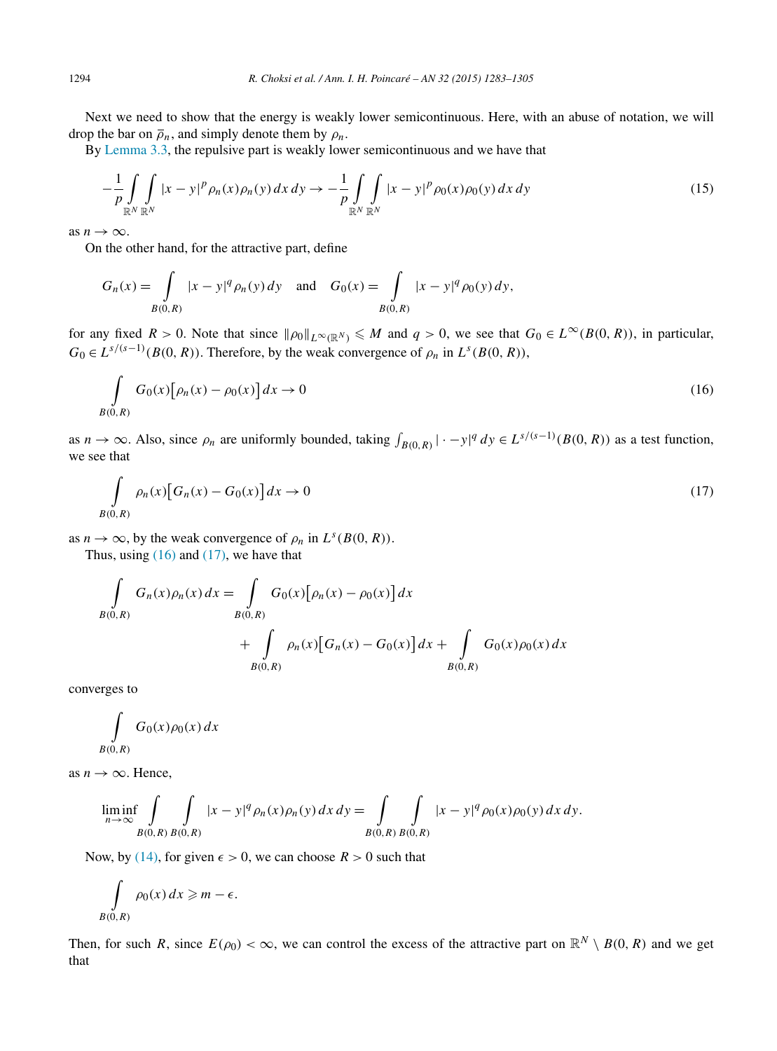Next we need to show that the energy is weakly lower semicontinuous. Here, with an abuse of notation, we will drop the bar on $\bar{\rho}_n$, and simply denote them by $\rho_n$.

By Lemma 3.3, the repulsive part is weakly lower semicontinuous and we have that

$$-\frac{1}{p}\int\limits_{\mathbb{R}^N}\int\limits_{\mathbb{R}^N} |x-y|^p \rho_n(x)\rho_n(y)\,dx\,dy \to -\frac{1}{p}\int\limits_{\mathbb{R}^N}\int\limits_{\mathbb{R}^N} |x-y|^p \rho_0(x)\rho_0(y)\,dx\,dy \tag{15}$$

as $n \to \infty$.

On the other hand, for the attractive part, define

$$G_n(x) = \int\limits_{B(0,R)} |x-y|^q \rho_n(y)\,dy \quad \text{and} \quad G_0(x) = \int\limits_{B(0,R)} |x-y|^q \rho_0(y)\,dy,$$

for any fixed $R > 0$. Note that since $\|\rho_0\|_{L^\infty(\mathbb{R}^N)} \leqslant M$ and $q > 0$, we see that $G_0 \in L^\infty(B(0,R))$, in particular, $G_0 \in L^{s/(s-1)}(B(0,R))$. Therefore, by the weak convergence of $\rho_n$ in $L^s(B(0,R))$,

$$\int\limits_{B(0,R)} G_0(x)\big[\rho_n(x) - \rho_0(x)\big]\,dx \to 0 \tag{16}$$

as $n \to \infty$. Also, since $\rho_n$ are uniformly bounded, taking $\int_{B(0,R)} |\cdot - y|^q\,dy \in L^{s/(s-1)}(B(0,R))$ as a test function, we see that

$$\int\limits_{B(0,R)} \rho_n(x)\big[G_n(x) - G_0(x)\big]\,dx \to 0 \tag{17}$$

as $n \to \infty$, by the weak convergence of $\rho_n$ in $L^s(B(0,R))$.

Thus, using (16) and (17), we have that

$$\int\limits_{B(0,R)} G_n(x)\rho_n(x)\,dx = \int\limits_{B(0,R)} G_0(x)\big[\rho_n(x) - \rho_0(x)\big]\,dx + \int\limits_{B(0,R)} \rho_n(x)\big[G_n(x) - G_0(x)\big]\,dx + \int\limits_{B(0,R)} G_0(x)\rho_0(x)\,dx$$

converges to

$$\int\limits_{B(0,R)} G_0(x)\rho_0(x)\,dx$$

as $n \to \infty$. Hence,

$$\liminf_{n\to\infty} \int\limits_{B(0,R)}\int\limits_{B(0,R)} |x-y|^q \rho_n(x)\rho_n(y)\,dx\,dy = \int\limits_{B(0,R)}\int\limits_{B(0,R)} |x-y|^q \rho_0(x)\rho_0(y)\,dx\,dy.$$

Now, by (14), for given $\epsilon > 0$, we can choose $R > 0$ such that

$$\int\limits_{B(0,R)} \rho_0(x)\,dx \geqslant m - \epsilon.$$

Then, for such $R$, since $E(\rho_0) < \infty$, we can control the excess of the attractive part on $\mathbb{R}^N \setminus B(0,R)$ and we get that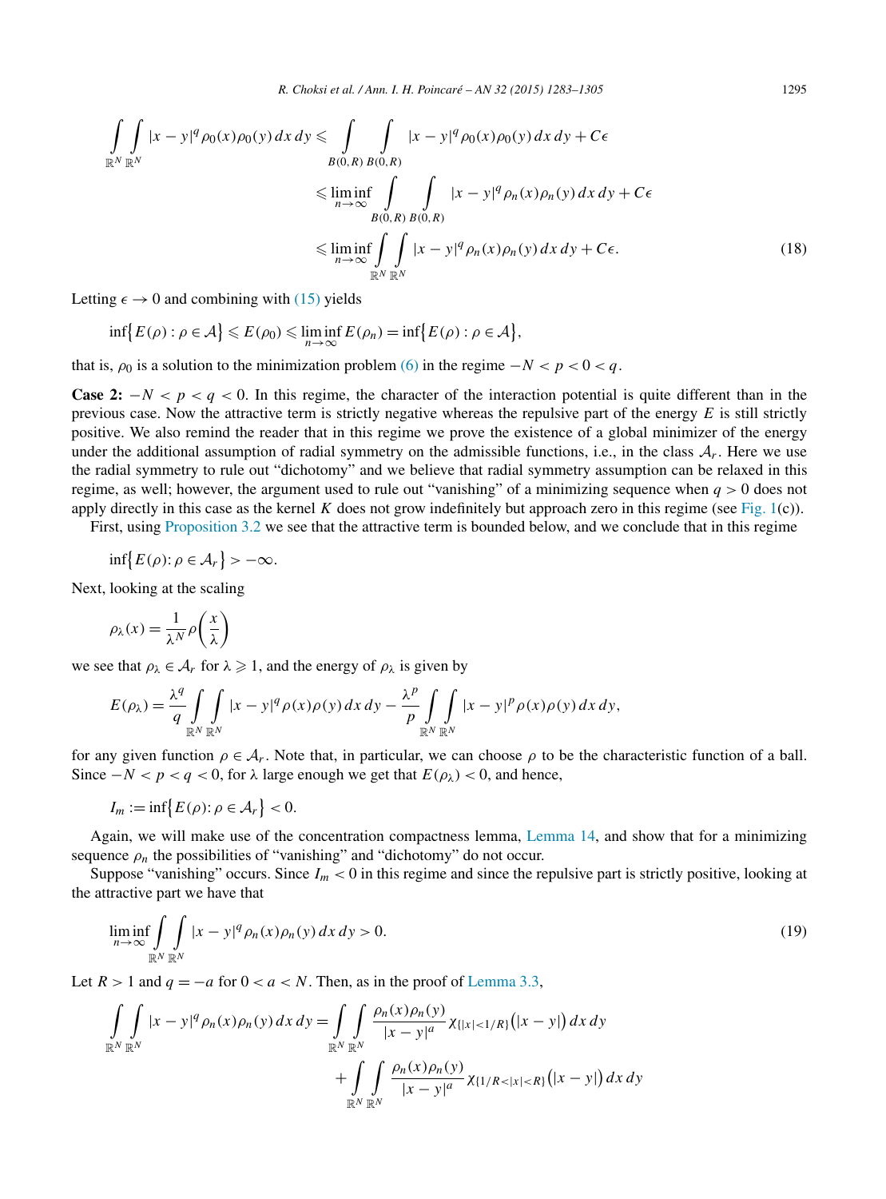$$\int_{\mathbb{R}^N}\int_{\mathbb{R}^N} |x-y|^q \rho_0(x)\rho_0(y)\,dx\,dy \leqslant \int_{B(0,R)}\int_{B(0,R)} |x-y|^q \rho_0(x)\rho_0(y)\,dx\,dy + C\epsilon$$
$$\leqslant \liminf_{n\to\infty} \int_{B(0,R)}\int_{B(0,R)} |x-y|^q \rho_n(x)\rho_n(y)\,dx\,dy + C\epsilon$$
$$\leqslant \liminf_{n\to\infty} \int_{\mathbb{R}^N}\int_{\mathbb{R}^N} |x-y|^q \rho_n(x)\rho_n(y)\,dx\,dy + C\epsilon. \tag{18}$$

Letting $\epsilon \to 0$ and combining with (15) yields

$$\inf\{E(\rho) : \rho \in \mathcal{A}\} \leqslant E(\rho_0) \leqslant \liminf_{n\to\infty} E(\rho_n) = \inf\{E(\rho) : \rho \in \mathcal{A}\},$$

that is, $\rho_0$ is a solution to the minimization problem (6) in the regime $-N < p < 0 < q$.

**Case 2:** $-N < p < q < 0$. In this regime, the character of the interaction potential is quite different than in the previous case. Now the attractive term is strictly negative whereas the repulsive part of the energy $E$ is still strictly positive. We also remind the reader that in this regime we prove the existence of a global minimizer of the energy under the additional assumption of radial symmetry on the admissible functions, i.e., in the class $\mathcal{A}_r$. Here we use the radial symmetry to rule out "dichotomy" and we believe that radial symmetry assumption can be relaxed in this regime, as well; however, the argument used to rule out "vanishing" of a minimizing sequence when $q > 0$ does not apply directly in this case as the kernel $K$ does not grow indefinitely but approach zero in this regime (see Fig. 1(c)).

First, using Proposition 3.2 we see that the attractive term is bounded below, and we conclude that in this regime

$$\inf\{E(\rho): \rho \in \mathcal{A}_r\} > -\infty.$$

Next, looking at the scaling

$$\rho_\lambda(x) = \frac{1}{\lambda^N}\rho\left(\frac{x}{\lambda}\right)$$

we see that $\rho_\lambda \in \mathcal{A}_r$ for $\lambda \geqslant 1$, and the energy of $\rho_\lambda$ is given by

$$E(\rho_\lambda) = \frac{\lambda^q}{q}\int_{\mathbb{R}^N}\int_{\mathbb{R}^N} |x-y|^q \rho(x)\rho(y)\,dx\,dy - \frac{\lambda^p}{p}\int_{\mathbb{R}^N}\int_{\mathbb{R}^N} |x-y|^p \rho(x)\rho(y)\,dx\,dy,$$

for any given function $\rho \in \mathcal{A}_r$. Note that, in particular, we can choose $\rho$ to be the characteristic function of a ball. Since $-N < p < q < 0$, for $\lambda$ large enough we get that $E(\rho_\lambda) < 0$, and hence,

$$I_m := \inf\{E(\rho): \rho \in \mathcal{A}_r\} < 0.$$

Again, we will make use of the concentration compactness lemma, Lemma 14, and show that for a minimizing sequence $\rho_n$ the possibilities of "vanishing" and "dichotomy" do not occur.

Suppose "vanishing" occurs. Since $I_m < 0$ in this regime and since the repulsive part is strictly positive, looking at the attractive part we have that

$$\liminf_{n\to\infty} \int_{\mathbb{R}^N}\int_{\mathbb{R}^N} |x-y|^q \rho_n(x)\rho_n(y)\,dx\,dy > 0. \tag{19}$$

Let $R > 1$ and $q = -a$ for $0 < a < N$. Then, as in the proof of Lemma 3.3,

$$\int_{\mathbb{R}^N}\int_{\mathbb{R}^N} |x-y|^q \rho_n(x)\rho_n(y)\,dx\,dy = \int_{\mathbb{R}^N}\int_{\mathbb{R}^N} \frac{\rho_n(x)\rho_n(y)}{|x-y|^a}\chi_{\{|x|<1/R\}}\big(|x-y|\big)\,dx\,dy$$
$$+ \int_{\mathbb{R}^N}\int_{\mathbb{R}^N} \frac{\rho_n(x)\rho_n(y)}{|x-y|^a}\chi_{\{1/R<|x|<R\}}\big(|x-y|\big)\,dx\,dy$$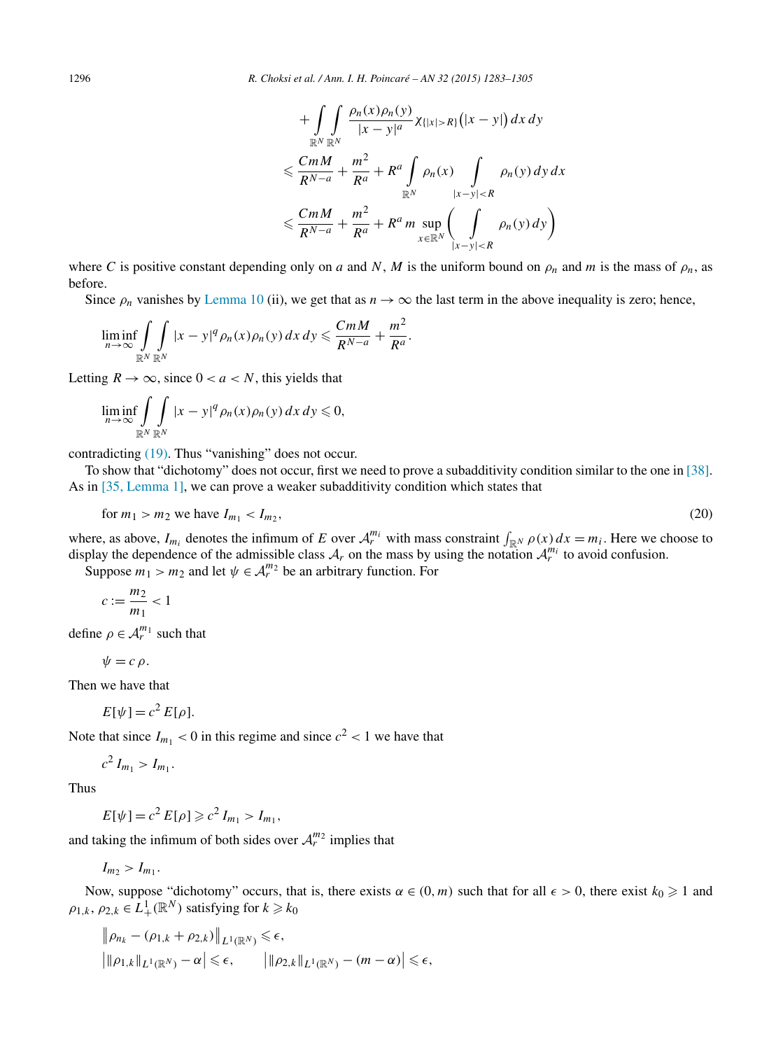$$
\begin{aligned}
&+ \int_{\mathbb{R}^N}\int_{\mathbb{R}^N} \frac{\rho_n(x)\rho_n(y)}{|x-y|^a} \chi_{\{|x|>R\}}\big(|x-y|\big)\,dx\,dy \\
&\leqslant \frac{CmM}{R^{N-a}} + \frac{m^2}{R^a} + R^a \int_{\mathbb{R}^N} \rho_n(x) \int_{|x-y|<R} \rho_n(y)\,dy\,dx \\
&\leqslant \frac{CmM}{R^{N-a}} + \frac{m^2}{R^a} + R^a\, m \sup_{x\in\mathbb{R}^N} \bigg( \int_{|x-y|<R} \rho_n(y)\,dy \bigg)
\end{aligned}
$$

where $C$ is positive constant depending only on $a$ and $N$, $M$ is the uniform bound on $\rho_n$ and $m$ is the mass of $\rho_n$, as before.

Since $\rho_n$ vanishes by Lemma 10 (ii), we get that as $n \to \infty$ the last term in the above inequality is zero; hence,

$$
\liminf_{n\to\infty} \int_{\mathbb{R}^N}\int_{\mathbb{R}^N} |x-y|^q \rho_n(x)\rho_n(y)\,dx\,dy \leqslant \frac{CmM}{R^{N-a}} + \frac{m^2}{R^a}.
$$

Letting $R \to \infty$, since $0 < a < N$, this yields that

$$
\liminf_{n\to\infty} \int_{\mathbb{R}^N}\int_{\mathbb{R}^N} |x-y|^q \rho_n(x)\rho_n(y)\,dx\,dy \leqslant 0,
$$

contradicting (19). Thus "vanishing" does not occur.

To show that "dichotomy" does not occur, first we need to prove a subadditivity condition similar to the one in [38]. As in [35, Lemma 1], we can prove a weaker subadditivity condition which states that

$$
\text{for } m_1 > m_2 \text{ we have } I_{m_1} < I_{m_2}, \tag{20}
$$

where, as above, $I_{m_i}$ denotes the infimum of $E$ over $\mathcal{A}_r^{m_i}$ with mass constraint $\int_{\mathbb{R}^N} \rho(x)\,dx = m_i$. Here we choose to display the dependence of the admissible class $\mathcal{A}_r$ on the mass by using the notation $\mathcal{A}_r^{m_i}$ to avoid confusion.

Suppose $m_1 > m_2$ and let $\psi \in \mathcal{A}_r^{m_2}$ be an arbitrary function. For

$$
c := \frac{m_2}{m_1} < 1
$$

define $\rho \in \mathcal{A}_r^{m_1}$ such that

$$
\psi = c\,\rho.
$$

Then we have that

$$
E[\psi] = c^2 E[\rho].
$$

Note that since $I_{m_1} < 0$ in this regime and since $c^2 < 1$ we have that

$$
c^2 I_{m_1} > I_{m_1}.
$$

Thus

$$
E[\psi] = c^2 E[\rho] \geqslant c^2 I_{m_1} > I_{m_1},
$$

and taking the infimum of both sides over $\mathcal{A}_r^{m_2}$ implies that

$$
I_{m_2} > I_{m_1}.
$$

Now, suppose "dichotomy" occurs, that is, there exists $\alpha \in (0, m)$ such that for all $\epsilon > 0$, there exist $k_0 \geqslant 1$ and $\rho_{1,k}, \rho_{2,k} \in L^1_+(\mathbb{R}^N)$ satisfying for $k \geqslant k_0$

$$
\begin{aligned}
&\big\| \rho_{n_k} - (\rho_{1,k} + \rho_{2,k}) \big\|_{L^1(\mathbb{R}^N)} \leqslant \epsilon, \\
&\big| \|\rho_{1,k}\|_{L^1(\mathbb{R}^N)} - \alpha \big| \leqslant \epsilon, \qquad \big| \|\rho_{2,k}\|_{L^1(\mathbb{R}^N)} - (m-\alpha) \big| \leqslant \epsilon,
\end{aligned}
$$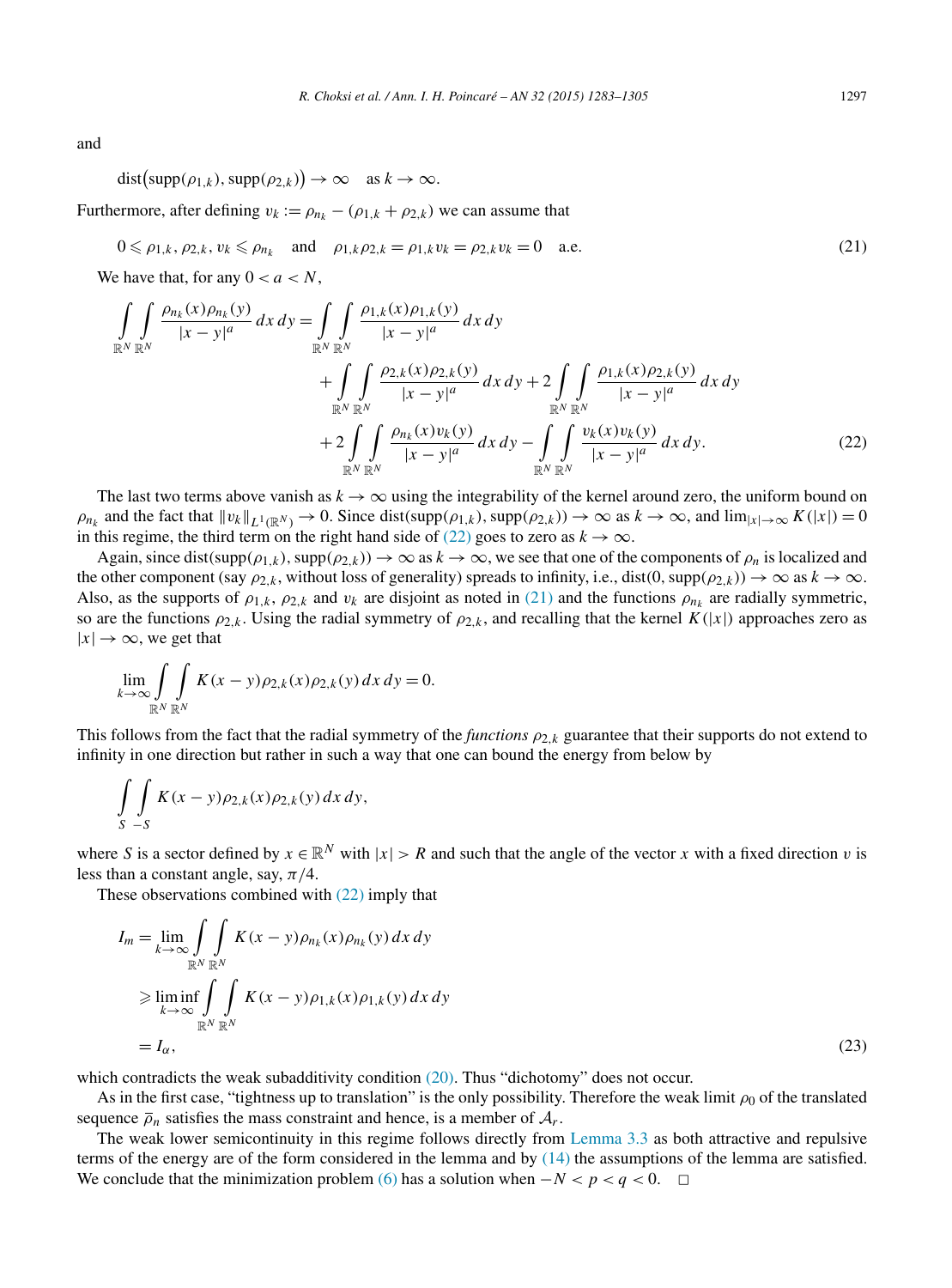and

$$\operatorname{dist}\bigl(\operatorname{supp}(\rho_{1,k}), \operatorname{supp}(\rho_{2,k})\bigr) \to \infty \quad \text{as } k \to \infty.$$

Furthermore, after defining $v_k := \rho_{n_k} - (\rho_{1,k} + \rho_{2,k})$ we can assume that

$$0 \leqslant \rho_{1,k}, \rho_{2,k}, v_k \leqslant \rho_{n_k} \quad \text{and} \quad \rho_{1,k}\rho_{2,k} = \rho_{1,k} v_k = \rho_{2,k} v_k = 0 \quad \text{a.e.} \tag{21}$$

We have that, for any $0 < a < N$,

$$\begin{aligned}
\int\limits_{\mathbb{R}^N}\int\limits_{\mathbb{R}^N} \frac{\rho_{n_k}(x)\rho_{n_k}(y)}{|x-y|^a}\,dx\,dy &= \int\limits_{\mathbb{R}^N}\int\limits_{\mathbb{R}^N} \frac{\rho_{1,k}(x)\rho_{1,k}(y)}{|x-y|^a}\,dx\,dy \\
&\quad + \int\limits_{\mathbb{R}^N}\int\limits_{\mathbb{R}^N} \frac{\rho_{2,k}(x)\rho_{2,k}(y)}{|x-y|^a}\,dx\,dy + 2\int\limits_{\mathbb{R}^N}\int\limits_{\mathbb{R}^N} \frac{\rho_{1,k}(x)\rho_{2,k}(y)}{|x-y|^a}\,dx\,dy \\
&\quad + 2\int\limits_{\mathbb{R}^N}\int\limits_{\mathbb{R}^N} \frac{\rho_{n_k}(x)v_k(y)}{|x-y|^a}\,dx\,dy - \int\limits_{\mathbb{R}^N}\int\limits_{\mathbb{R}^N} \frac{v_k(x)v_k(y)}{|x-y|^a}\,dx\,dy.
\end{aligned} \tag{22}$$

The last two terms above vanish as $k \to \infty$ using the integrability of the kernel around zero, the uniform bound on $\rho_{n_k}$ and the fact that $\|v_k\|_{L^1(\mathbb{R}^N)} \to 0$. Since $\operatorname{dist}(\operatorname{supp}(\rho_{1,k}), \operatorname{supp}(\rho_{2,k})) \to \infty$ as $k \to \infty$, and $\lim_{|x|\to\infty} K(|x|) = 0$ in this regime, the third term on the right hand side of (22) goes to zero as $k \to \infty$.

Again, since $\operatorname{dist}(\operatorname{supp}(\rho_{1,k}), \operatorname{supp}(\rho_{2,k})) \to \infty$ as $k \to \infty$, we see that one of the components of $\rho_n$ is localized and the other component (say $\rho_{2,k}$, without loss of generality) spreads to infinity, i.e., $\operatorname{dist}(0, \operatorname{supp}(\rho_{2,k})) \to \infty$ as $k \to \infty$. Also, as the supports of $\rho_{1,k}$, $\rho_{2,k}$ and $v_k$ are disjoint as noted in (21) and the functions $\rho_{n_k}$ are radially symmetric, so are the functions $\rho_{2,k}$. Using the radial symmetry of $\rho_{2,k}$, and recalling that the kernel $K(|x|)$ approaches zero as $|x| \to \infty$, we get that

$$\lim_{k\to\infty} \int\limits_{\mathbb{R}^N}\int\limits_{\mathbb{R}^N} K(x-y)\rho_{2,k}(x)\rho_{2,k}(y)\,dx\,dy = 0.$$

This follows from the fact that the radial symmetry of the *functions* $\rho_{2,k}$ guarantee that their supports do not extend to infinity in one direction but rather in such a way that one can bound the energy from below by

$$\int\limits_{S}\int\limits_{-S} K(x-y)\rho_{2,k}(x)\rho_{2,k}(y)\,dx\,dy,$$

where $S$ is a sector defined by $x \in \mathbb{R}^N$ with $|x| > R$ and such that the angle of the vector $x$ with a fixed direction $v$ is less than a constant angle, say, $\pi/4$.

These observations combined with (22) imply that

$$\begin{aligned}
I_m &= \lim_{k\to\infty} \int\limits_{\mathbb{R}^N}\int\limits_{\mathbb{R}^N} K(x-y)\rho_{n_k}(x)\rho_{n_k}(y)\,dx\,dy \\
&\geqslant \liminf_{k\to\infty} \int\limits_{\mathbb{R}^N}\int\limits_{\mathbb{R}^N} K(x-y)\rho_{1,k}(x)\rho_{1,k}(y)\,dx\,dy \\
&= I_\alpha,
\end{aligned} \tag{23}$$

which contradicts the weak subadditivity condition (20). Thus "dichotomy" does not occur.

As in the first case, "tightness up to translation" is the only possibility. Therefore the weak limit $\rho_0$ of the translated sequence $\bar{\rho}_n$ satisfies the mass constraint and hence, is a member of $\mathcal{A}_r$.

The weak lower semicontinuity in this regime follows directly from Lemma 3.3 as both attractive and repulsive terms of the energy are of the form considered in the lemma and by (14) the assumptions of the lemma are satisfied. We conclude that the minimization problem (6) has a solution when $-N < p < q < 0$. $\square$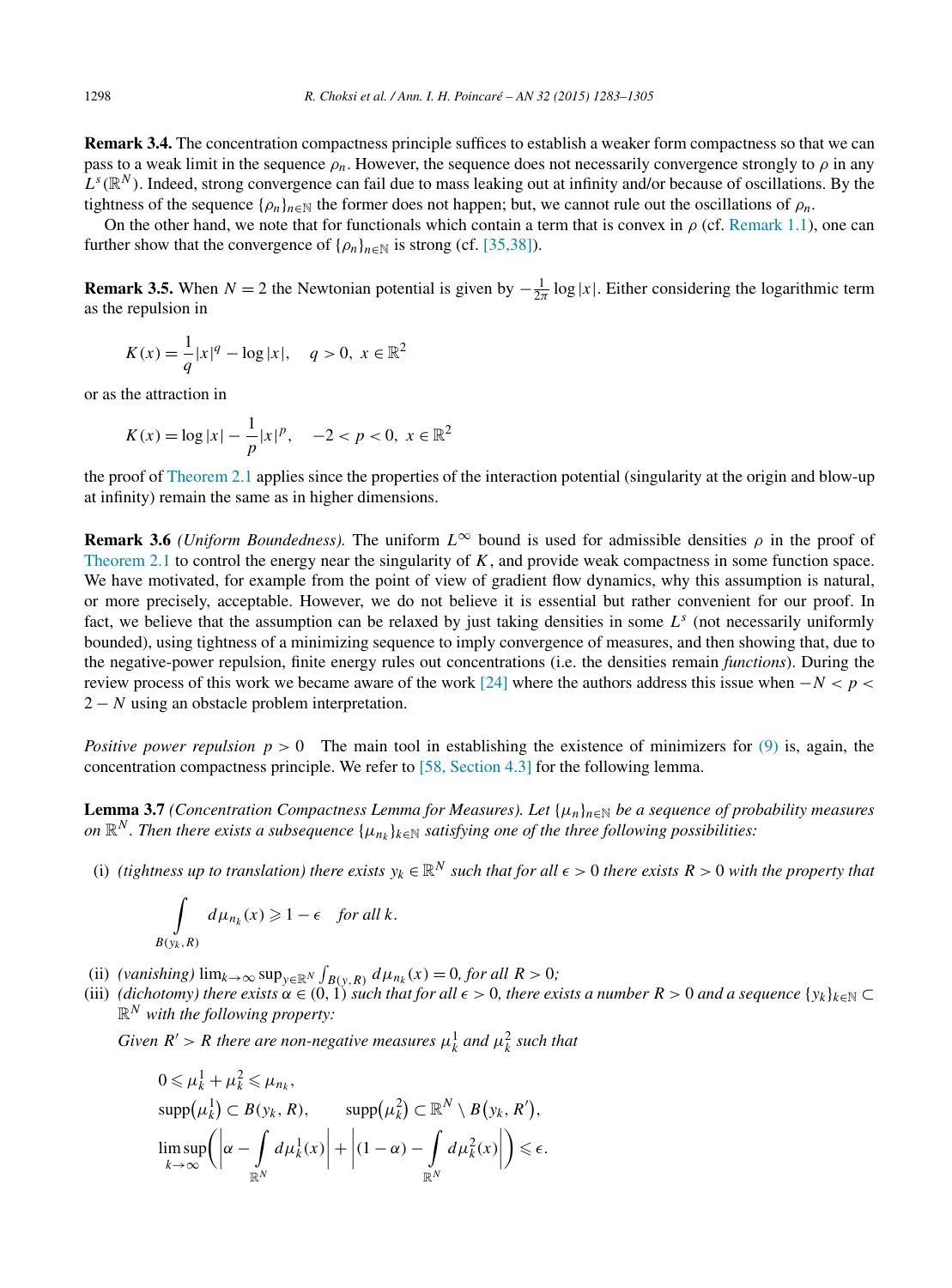**Remark 3.4.** The concentration compactness principle suffices to establish a weaker form compactness so that we can pass to a weak limit in the sequence $\rho_n$. However, the sequence does not necessarily convergence strongly to $\rho$ in any $L^s(\mathbb{R}^N)$. Indeed, strong convergence can fail due to mass leaking out at infinity and/or because of oscillations. By the tightness of the sequence $\{\rho_n\}_{n\in\mathbb{N}}$ the former does not happen; but, we cannot rule out the oscillations of $\rho_n$.

On the other hand, we note that for functionals which contain a term that is convex in $\rho$ (cf. Remark 1.1), one can further show that the convergence of $\{\rho_n\}_{n\in\mathbb{N}}$ is strong (cf. [35,38]).

**Remark 3.5.** When $N = 2$ the Newtonian potential is given by $-\frac{1}{2\pi}\log|x|$. Either considering the logarithmic term as the repulsion in

$$K(x) = \frac{1}{q}|x|^q - \log|x|, \quad q > 0, \ x \in \mathbb{R}^2$$

or as the attraction in

$$K(x) = \log|x| - \frac{1}{p}|x|^p, \quad -2 < p < 0, \ x \in \mathbb{R}^2$$

the proof of Theorem 2.1 applies since the properties of the interaction potential (singularity at the origin and blow-up at infinity) remain the same as in higher dimensions.

**Remark 3.6** *(Uniform Boundedness).* The uniform $L^\infty$ bound is used for admissible densities $\rho$ in the proof of Theorem 2.1 to control the energy near the singularity of $K$, and provide weak compactness in some function space. We have motivated, for example from the point of view of gradient flow dynamics, why this assumption is natural, or more precisely, acceptable. However, we do not believe it is essential but rather convenient for our proof. In fact, we believe that the assumption can be relaxed by just taking densities in some $L^s$ (not necessarily uniformly bounded), using tightness of a minimizing sequence to imply convergence of measures, and then showing that, due to the negative-power repulsion, finite energy rules out concentrations (i.e. the densities remain *functions*). During the review process of this work we became aware of the work [24] where the authors address this issue when $-N < p < 2 - N$ using an obstacle problem interpretation.

*Positive power repulsion $p > 0$* The main tool in establishing the existence of minimizers for (9) is, again, the concentration compactness principle. We refer to [58, Section 4.3] for the following lemma.

**Lemma 3.7** *(Concentration Compactness Lemma for Measures). Let $\{\mu_n\}_{n\in\mathbb{N}}$ be a sequence of probability measures on $\mathbb{R}^N$. Then there exists a subsequence $\{\mu_{n_k}\}_{k\in\mathbb{N}}$ satisfying one of the three following possibilities:*

(i) *(tightness up to translation) there exists $y_k \in \mathbb{R}^N$ such that for all $\epsilon > 0$ there exists $R > 0$ with the property that*

$$\int_{B(y_k,R)} d\mu_{n_k}(x) \geqslant 1 - \epsilon \quad \text{for all } k.$$

(ii) *(vanishing) $\lim_{k\to\infty}\sup_{y\in\mathbb{R}^N}\int_{B(y,R)} d\mu_{n_k}(x) = 0$, for all $R > 0$;*

(iii) *(dichotomy) there exists $\alpha \in (0,1)$ such that for all $\epsilon > 0$, there exists a number $R > 0$ and a sequence $\{y_k\}_{k\in\mathbb{N}} \subset \mathbb{R}^N$ with the following property:*

*Given $R' > R$ there are non-negative measures $\mu_k^1$ and $\mu_k^2$ such that*

$$0 \leqslant \mu_k^1 + \mu_k^2 \leqslant \mu_{n_k},$$
$$\operatorname{supp}(\mu_k^1) \subset B(y_k, R), \qquad \operatorname{supp}(\mu_k^2) \subset \mathbb{R}^N \setminus B(y_k, R'),$$
$$\limsup_{k\to\infty}\left(\left|\alpha - \int_{\mathbb{R}^N} d\mu_k^1(x)\right| + \left|(1-\alpha) - \int_{\mathbb{R}^N} d\mu_k^2(x)\right|\right) \leqslant \epsilon.$$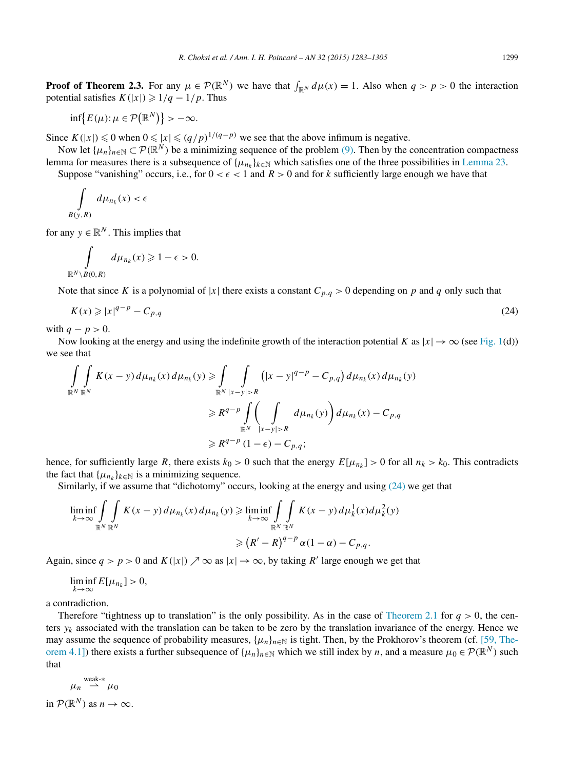**Proof of Theorem 2.3.** For any $\mu \in \mathcal{P}(\mathbb{R}^N)$ we have that $\int_{\mathbb{R}^N} d\mu(x) = 1$. Also when $q > p > 0$ the interaction potential satisfies $K(|x|) \geqslant 1/q - 1/p$. Thus

$$\inf\{E(\mu): \mu \in \mathcal{P}(\mathbb{R}^N)\} > -\infty.$$

Since $K(|x|) \leqslant 0$ when $0 \leqslant |x| \leqslant (q/p)^{1/(q-p)}$ we see that the above infimum is negative.

Now let $\{\mu_n\}_{n\in\mathbb{N}} \subset \mathcal{P}(\mathbb{R}^N)$ be a minimizing sequence of the problem (9). Then by the concentration compactness lemma for measures there is a subsequence of $\{\mu_{n_k}\}_{k\in\mathbb{N}}$ which satisfies one of the three possibilities in Lemma 23.

Suppose "vanishing" occurs, i.e., for $0 < \epsilon < 1$ and $R > 0$ and for $k$ sufficiently large enough we have that

$$\int_{B(y,R)} d\mu_{n_k}(x) < \epsilon$$

for any $y \in \mathbb{R}^N$. This implies that

$$\int_{\mathbb{R}^N \setminus B(0,R)} d\mu_{n_k}(x) \geqslant 1 - \epsilon > 0.$$

Note that since $K$ is a polynomial of $|x|$ there exists a constant $C_{p,q} > 0$ depending on $p$ and $q$ only such that

$$K(x) \geqslant |x|^{q-p} - C_{p,q} \tag{24}$$

with $q - p > 0$.

Now looking at the energy and using the indefinite growth of the interaction potential $K$ as $|x| \to \infty$ (see Fig. 1(d)) we see that

$$\begin{aligned}
\int_{\mathbb{R}^N}\int_{\mathbb{R}^N} K(x-y)\, d\mu_{n_k}(x)\, d\mu_{n_k}(y) &\geqslant \int_{\mathbb{R}^N}\int_{|x-y|>R} \left(|x-y|^{q-p} - C_{p,q}\right) d\mu_{n_k}(x)\, d\mu_{n_k}(y) \\
&\geqslant R^{q-p} \int_{\mathbb{R}^N} \left( \int_{|x-y|>R} d\mu_{n_k}(y) \right) d\mu_{n_k}(x) - C_{p,q} \\
&\geqslant R^{q-p}(1-\epsilon) - C_{p,q};
\end{aligned}$$

hence, for sufficiently large $R$, there exists $k_0 > 0$ such that the energy $E[\mu_{n_k}] > 0$ for all $n_k > k_0$. This contradicts the fact that $\{\mu_{n_k}\}_{k\in\mathbb{N}}$ is a minimizing sequence.

Similarly, if we assume that "dichotomy" occurs, looking at the energy and using (24) we get that

$$\begin{aligned}
\liminf_{k\to\infty} \int_{\mathbb{R}^N}\int_{\mathbb{R}^N} K(x-y)\, d\mu_{n_k}(x)\, d\mu_{n_k}(y) &\geqslant \liminf_{k\to\infty} \int_{\mathbb{R}^N}\int_{\mathbb{R}^N} K(x-y)\, d\mu_k^1(x) d\mu_k^2(y) \\
&\geqslant \left(R' - R\right)^{q-p} \alpha(1-\alpha) - C_{p,q}.
\end{aligned}$$

Again, since $q > p > 0$ and $K(|x|) \nearrow \infty$ as $|x| \to \infty$, by taking $R'$ large enough we get that

$$\liminf_{k\to\infty} E[\mu_{n_k}] > 0,$$

a contradiction.

Therefore "tightness up to translation" is the only possibility. As in the case of Theorem 2.1 for $q > 0$, the centers $y_k$ associated with the translation can be taken to be zero by the translation invariance of the energy. Hence we may assume the sequence of probability measures, $\{\mu_n\}_{n\in\mathbb{N}}$ is tight. Then, by the Prokhorov's theorem (cf. [59, Theorem 4.1]) there exists a further subsequence of $\{\mu_n\}_{n\in\mathbb{N}}$ which we still index by $n$, and a measure $\mu_0 \in \mathcal{P}(\mathbb{R}^N)$ such that

$$\mu_n \overset{\text{weak-}*}{\rightharpoonup} \mu_0$$

in $\mathcal{P}(\mathbb{R}^N)$ as $n \to \infty$.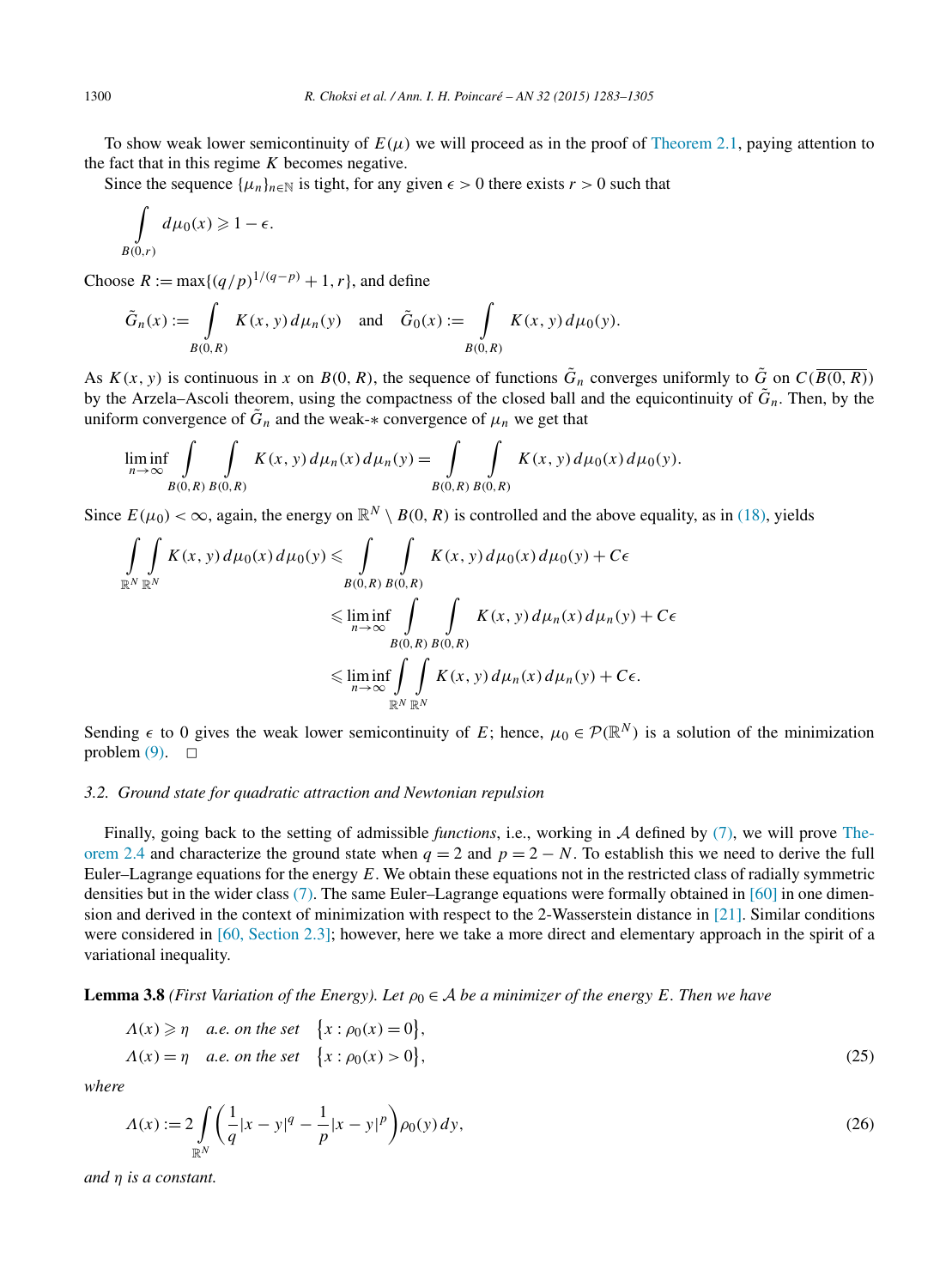To show weak lower semicontinuity of $E(\mu)$ we will proceed as in the proof of Theorem 2.1, paying attention to the fact that in this regime $K$ becomes negative.

Since the sequence $\{\mu_n\}_{n\in\mathbb{N}}$ is tight, for any given $\epsilon > 0$ there exists $r > 0$ such that

$$\int_{B(0,r)} d\mu_0(x) \geqslant 1 - \epsilon.$$

Choose $R := \max\{(q/p)^{1/(q-p)} + 1, r\}$, and define

$$\tilde{G}_n(x) := \int_{B(0,R)} K(x,y)\, d\mu_n(y) \quad \text{and} \quad \tilde{G}_0(x) := \int_{B(0,R)} K(x,y)\, d\mu_0(y).$$

As $K(x,y)$ is continuous in $x$ on $B(0,R)$, the sequence of functions $\tilde{G}_n$ converges uniformly to $\tilde{G}$ on $C(\overline{B(0,R)})$ by the Arzela–Ascoli theorem, using the compactness of the closed ball and the equicontinuity of $\tilde{G}_n$. Then, by the uniform convergence of $\tilde{G}_n$ and the weak-$*$ convergence of $\mu_n$ we get that

$$\liminf_{n\to\infty} \int_{B(0,R)} \int_{B(0,R)} K(x,y)\, d\mu_n(x)\, d\mu_n(y) = \int_{B(0,R)} \int_{B(0,R)} K(x,y)\, d\mu_0(x)\, d\mu_0(y).$$

Since $E(\mu_0) < \infty$, again, the energy on $\mathbb{R}^N \setminus B(0,R)$ is controlled and the above equality, as in (18), yields

$$\begin{aligned}
\int_{\mathbb{R}^N} \int_{\mathbb{R}^N} K(x,y)\, d\mu_0(x)\, d\mu_0(y) &\leqslant \int_{B(0,R)} \int_{B(0,R)} K(x,y)\, d\mu_0(x)\, d\mu_0(y) + C\epsilon \\
&\leqslant \liminf_{n\to\infty} \int_{B(0,R)} \int_{B(0,R)} K(x,y)\, d\mu_n(x)\, d\mu_n(y) + C\epsilon \\
&\leqslant \liminf_{n\to\infty} \int_{\mathbb{R}^N} \int_{\mathbb{R}^N} K(x,y)\, d\mu_n(x)\, d\mu_n(y) + C\epsilon.
\end{aligned}$$

Sending $\epsilon$ to 0 gives the weak lower semicontinuity of $E$; hence, $\mu_0 \in \mathcal{P}(\mathbb{R}^N)$ is a solution of the minimization problem (9). $\square$

### 3.2. Ground state for quadratic attraction and Newtonian repulsion

Finally, going back to the setting of admissible *functions*, i.e., working in $\mathcal{A}$ defined by (7), we will prove Theorem 2.4 and characterize the ground state when $q = 2$ and $p = 2 - N$. To establish this we need to derive the full Euler–Lagrange equations for the energy $E$. We obtain these equations not in the restricted class of radially symmetric densities but in the wider class (7). The same Euler–Lagrange equations were formally obtained in [60] in one dimension and derived in the context of minimization with respect to the 2-Wasserstein distance in [21]. Similar conditions were considered in [60, Section 2.3]; however, here we take a more direct and elementary approach in the spirit of a variational inequality.

**Lemma 3.8** *(First Variation of the Energy). Let $\rho_0 \in \mathcal{A}$ be a minimizer of the energy $E$. Then we have*

$$\begin{aligned}
&\Lambda(x) \geqslant \eta \quad \text{a.e. on the set} \quad \{x : \rho_0(x) = 0\}, \\
&\Lambda(x) = \eta \quad \text{a.e. on the set} \quad \{x : \rho_0(x) > 0\},
\end{aligned} \tag{25}$$

*where*

$$\Lambda(x) := 2 \int_{\mathbb{R}^N} \left( \frac{1}{q}|x-y|^q - \frac{1}{p}|x-y|^p \right) \rho_0(y)\, dy, \tag{26}$$

*and $\eta$ is a constant.*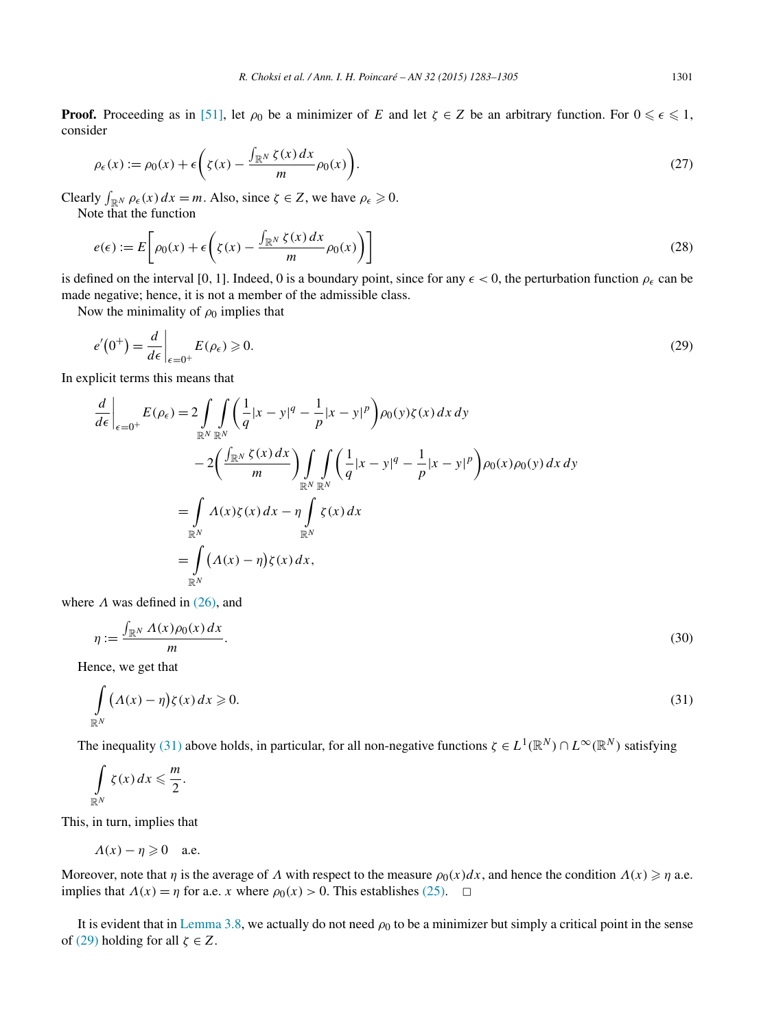**Proof.** Proceeding as in [51], let $\rho_0$ be a minimizer of $E$ and let $\zeta \in Z$ be an arbitrary function. For $0 \leqslant \epsilon \leqslant 1$, consider

$$\rho_\epsilon(x) := \rho_0(x) + \epsilon\left(\zeta(x) - \frac{\int_{\mathbb{R}^N} \zeta(x)\,dx}{m}\rho_0(x)\right). \tag{27}$$

Clearly $\int_{\mathbb{R}^N} \rho_\epsilon(x)\,dx = m$. Also, since $\zeta \in Z$, we have $\rho_\epsilon \geqslant 0$.

Note that the function

$$e(\epsilon) := E\left[\rho_0(x) + \epsilon\left(\zeta(x) - \frac{\int_{\mathbb{R}^N} \zeta(x)\,dx}{m}\rho_0(x)\right)\right] \tag{28}$$

is defined on the interval $[0,1]$. Indeed, 0 is a boundary point, since for any $\epsilon < 0$, the perturbation function $\rho_\epsilon$ can be made negative; hence, it is not a member of the admissible class.

Now the minimality of $\rho_0$ implies that

$$e'(0^+) = \left.\frac{d}{d\epsilon}\right|_{\epsilon=0^+} E(\rho_\epsilon) \geqslant 0. \tag{29}$$

In explicit terms this means that

$$\begin{aligned}
\left.\frac{d}{d\epsilon}\right|_{\epsilon=0^+} E(\rho_\epsilon) &= 2\int_{\mathbb{R}^N}\int_{\mathbb{R}^N} \left(\frac{1}{q}|x-y|^q - \frac{1}{p}|x-y|^p\right)\rho_0(y)\zeta(x)\,dx\,dy \\
&\quad - 2\left(\frac{\int_{\mathbb{R}^N} \zeta(x)\,dx}{m}\right)\int_{\mathbb{R}^N}\int_{\mathbb{R}^N} \left(\frac{1}{q}|x-y|^q - \frac{1}{p}|x-y|^p\right)\rho_0(x)\rho_0(y)\,dx\,dy \\
&= \int_{\mathbb{R}^N} \Lambda(x)\zeta(x)\,dx - \eta\int_{\mathbb{R}^N} \zeta(x)\,dx \\
&= \int_{\mathbb{R}^N} \big(\Lambda(x) - \eta\big)\zeta(x)\,dx,
\end{aligned}$$

where $\Lambda$ was defined in (26), and

$$\eta := \frac{\int_{\mathbb{R}^N} \Lambda(x)\rho_0(x)\,dx}{m}. \tag{30}$$

Hence, we get that

$$\int_{\mathbb{R}^N} \big(\Lambda(x) - \eta\big)\zeta(x)\,dx \geqslant 0. \tag{31}$$

The inequality (31) above holds, in particular, for all non-negative functions $\zeta \in L^1(\mathbb{R}^N) \cap L^\infty(\mathbb{R}^N)$ satisfying

$$\int_{\mathbb{R}^N} \zeta(x)\,dx \leqslant \frac{m}{2}.$$

This, in turn, implies that

$$\Lambda(x) - \eta \geqslant 0 \quad \text{a.e.}$$

Moreover, note that $\eta$ is the average of $\Lambda$ with respect to the measure $\rho_0(x)dx$, and hence the condition $\Lambda(x) \geqslant \eta$ a.e. implies that $\Lambda(x) = \eta$ for a.e. $x$ where $\rho_0(x) > 0$. This establishes (25). □

It is evident that in Lemma 3.8, we actually do not need $\rho_0$ to be a minimizer but simply a critical point in the sense of (29) holding for all $\zeta \in Z$.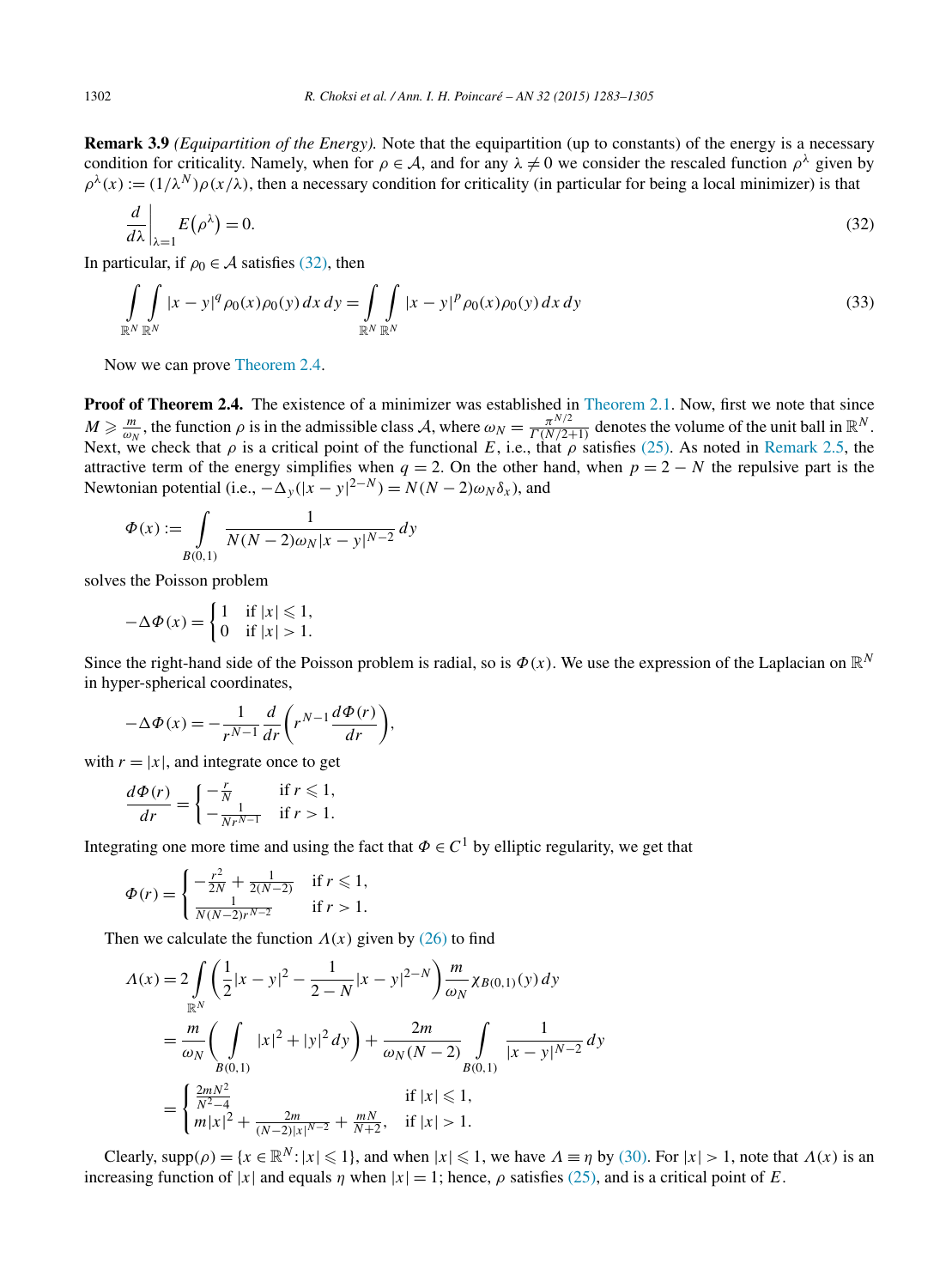**Remark 3.9** *(Equipartition of the Energy).* Note that the equipartition (up to constants) of the energy is a necessary condition for criticality. Namely, when for $\rho \in \mathcal{A}$, and for any $\lambda \neq 0$ we consider the rescaled function $\rho^\lambda$ given by $\rho^\lambda(x) := (1/\lambda^N)\rho(x/\lambda)$, then a necessary condition for criticality (in particular for being a local minimizer) is that

$$\left.\frac{d}{d\lambda}\right|_{\lambda=1} E(\rho^\lambda) = 0. \tag{32}$$

In particular, if $\rho_0 \in \mathcal{A}$ satisfies (32), then

$$\int_{\mathbb{R}^N}\int_{\mathbb{R}^N} |x-y|^q \rho_0(x)\rho_0(y)\,dx\,dy = \int_{\mathbb{R}^N}\int_{\mathbb{R}^N} |x-y|^p \rho_0(x)\rho_0(y)\,dx\,dy \tag{33}$$

Now we can prove Theorem 2.4.

**Proof of Theorem 2.4.** The existence of a minimizer was established in Theorem 2.1. Now, first we note that since $M \geqslant \frac{m}{\omega_N}$, the function $\rho$ is in the admissible class $\mathcal{A}$, where $\omega_N = \frac{\pi^{N/2}}{\Gamma(N/2+1)}$ denotes the volume of the unit ball in $\mathbb{R}^N$. Next, we check that $\rho$ is a critical point of the functional $E$, i.e., that $\rho$ satisfies (25). As noted in Remark 2.5, the attractive term of the energy simplifies when $q = 2$. On the other hand, when $p = 2 - N$ the repulsive part is the Newtonian potential (i.e., $-\Delta_y(|x-y|^{2-N}) = N(N-2)\omega_N\delta_x$), and

$$\Phi(x) := \int_{B(0,1)} \frac{1}{N(N-2)\omega_N|x-y|^{N-2}}\,dy$$

solves the Poisson problem

$$-\Delta\Phi(x) = \begin{cases} 1 & \text{if } |x| \leqslant 1, \\ 0 & \text{if } |x| > 1. \end{cases}$$

Since the right-hand side of the Poisson problem is radial, so is $\Phi(x)$. We use the expression of the Laplacian on $\mathbb{R}^N$ in hyper-spherical coordinates,

$$-\Delta\Phi(x) = -\frac{1}{r^{N-1}}\frac{d}{dr}\left(r^{N-1}\frac{d\Phi(r)}{dr}\right),$$

with $r = |x|$, and integrate once to get

$$\frac{d\Phi(r)}{dr} = \begin{cases} -\frac{r}{N} & \text{if } r \leqslant 1, \\ -\frac{1}{Nr^{N-1}} & \text{if } r > 1. \end{cases}$$

Integrating one more time and using the fact that $\Phi \in C^1$ by elliptic regularity, we get that

$$\Phi(r) = \begin{cases} -\frac{r^2}{2N} + \frac{1}{2(N-2)} & \text{if } r \leqslant 1, \\ \frac{1}{N(N-2)r^{N-2}} & \text{if } r > 1. \end{cases}$$

Then we calculate the function $\Lambda(x)$ given by (26) to find

$$\begin{aligned}
\Lambda(x) &= 2\int_{\mathbb{R}^N} \left(\frac{1}{2}|x-y|^2 - \frac{1}{2-N}|x-y|^{2-N}\right)\frac{m}{\omega_N}\chi_{B(0,1)}(y)\,dy \\
&= \frac{m}{\omega_N}\left(\int_{B(0,1)} |x|^2 + |y|^2\,dy\right) + \frac{2m}{\omega_N(N-2)}\int_{B(0,1)} \frac{1}{|x-y|^{N-2}}\,dy \\
&= \begin{cases} \frac{2mN^2}{N^2-4} & \text{if } |x| \leqslant 1, \\ m|x|^2 + \frac{2m}{(N-2)|x|^{N-2}} + \frac{mN}{N+2}, & \text{if } |x| > 1. \end{cases}
\end{aligned}$$

Clearly, $\operatorname{supp}(\rho) = \{x \in \mathbb{R}^N : |x| \leqslant 1\}$, and when $|x| \leqslant 1$, we have $\Lambda \equiv \eta$ by (30). For $|x| > 1$, note that $\Lambda(x)$ is an increasing function of $|x|$ and equals $\eta$ when $|x| = 1$; hence, $\rho$ satisfies (25), and is a critical point of $E$.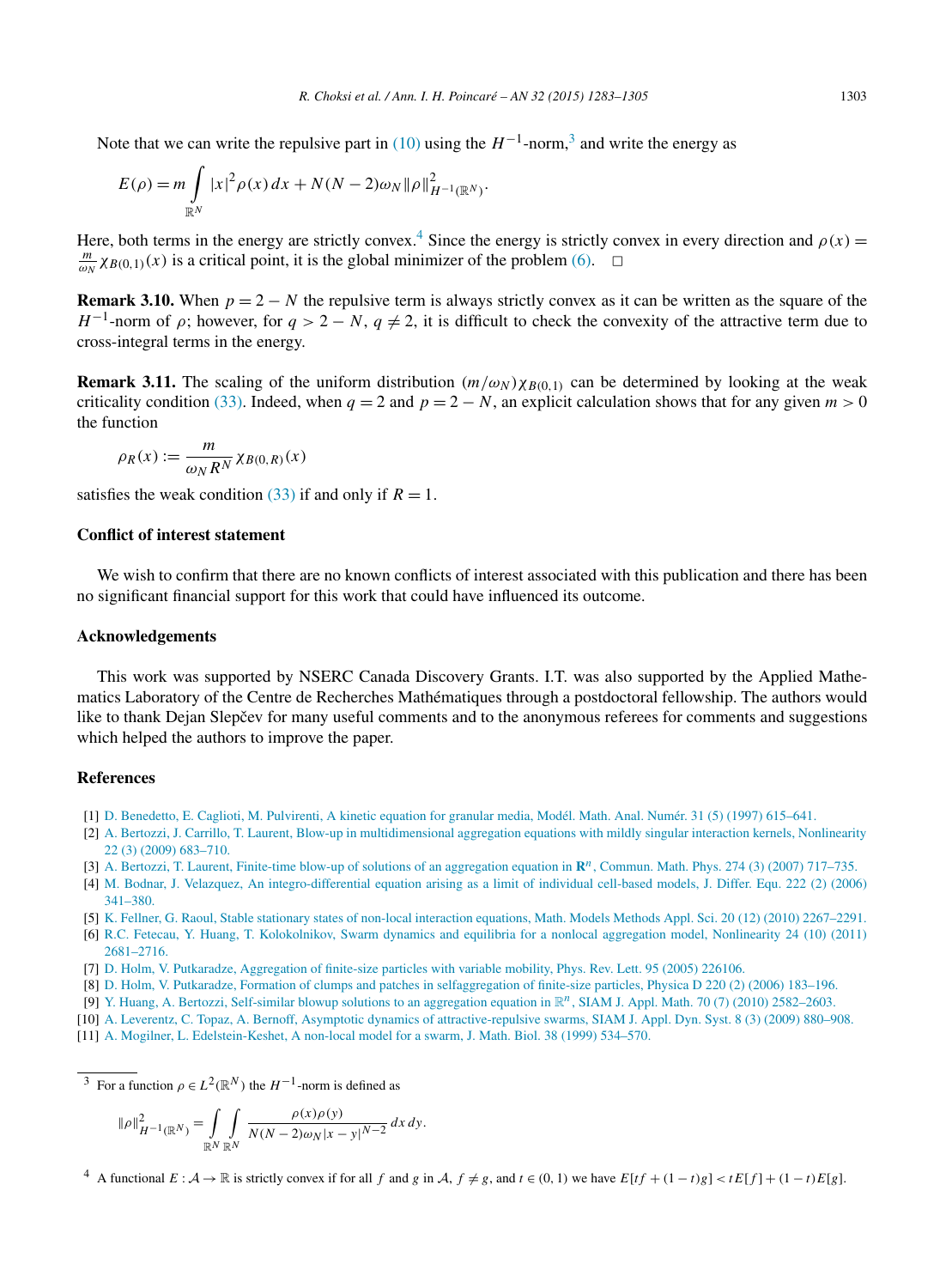Note that we can write the repulsive part in (10) using the $H^{-1}$-norm,[3] and write the energy as

$$E(\rho) = m \int_{\mathbb{R}^N} |x|^2 \rho(x)\, dx + N(N-2)\omega_N \|\rho\|^2_{H^{-1}(\mathbb{R}^N)}.$$

Here, both terms in the energy are strictly convex.[4] Since the energy is strictly convex in every direction and $\rho(x) = \frac{m}{\omega_N}\chi_{B(0,1)}(x)$ is a critical point, it is the global minimizer of the problem (6). $\square$

**Remark 3.10.** When $p = 2 - N$ the repulsive term is always strictly convex as it can be written as the square of the $H^{-1}$-norm of $\rho$; however, for $q > 2 - N$, $q \neq 2$, it is difficult to check the convexity of the attractive term due to cross-integral terms in the energy.

**Remark 3.11.** The scaling of the uniform distribution $(m/\omega_N)\chi_{B(0,1)}$ can be determined by looking at the weak criticality condition (33). Indeed, when $q = 2$ and $p = 2 - N$, an explicit calculation shows that for any given $m > 0$ the function

$$\rho_R(x) := \frac{m}{\omega_N R^N}\chi_{B(0,R)}(x)$$

satisfies the weak condition (33) if and only if $R = 1$.

## Conflict of interest statement

We wish to confirm that there are no known conflicts of interest associated with this publication and there has been no significant financial support for this work that could have influenced its outcome.

## Acknowledgements

This work was supported by NSERC Canada Discovery Grants. I.T. was also supported by the Applied Mathematics Laboratory of the Centre de Recherches Mathématiques through a postdoctoral fellowship. The authors would like to thank Dejan Slepčev for many useful comments and to the anonymous referees for comments and suggestions which helped the authors to improve the paper.

## References

[1] D. Benedetto, E. Caglioti, M. Pulvirenti, A kinetic equation for granular media, Modél. Math. Anal. Numér. 31 (5) (1997) 615–641.

[2] A. Bertozzi, J. Carrillo, T. Laurent, Blow-up in multidimensional aggregation equations with mildly singular interaction kernels, Nonlinearity 22 (3) (2009) 683–710.

[3] A. Bertozzi, T. Laurent, Finite-time blow-up of solutions of an aggregation equation in $\mathbf{R}^n$, Commun. Math. Phys. 274 (3) (2007) 717–735.

[4] M. Bodnar, J. Velazquez, An integro-differential equation arising as a limit of individual cell-based models, J. Differ. Equ. 222 (2) (2006) 341–380.

[5] K. Fellner, G. Raoul, Stable stationary states of non-local interaction equations, Math. Models Methods Appl. Sci. 20 (12) (2010) 2267–2291.

[6] R.C. Fetecau, Y. Huang, T. Kolokolnikov, Swarm dynamics and equilibria for a nonlocal aggregation model, Nonlinearity 24 (10) (2011) 2681–2716.

[7] D. Holm, V. Putkaradze, Aggregation of finite-size particles with variable mobility, Phys. Rev. Lett. 95 (2005) 226106.

[8] D. Holm, V. Putkaradze, Formation of clumps and patches in selfaggregation of finite-size particles, Physica D 220 (2) (2006) 183–196.

[9] Y. Huang, A. Bertozzi, Self-similar blowup solutions to an aggregation equation in $\mathbb{R}^n$, SIAM J. Appl. Math. 70 (7) (2010) 2582–2603.

[10] A. Leverentz, C. Topaz, A. Bernoff, Asymptotic dynamics of attractive-repulsive swarms, SIAM J. Appl. Dyn. Syst. 8 (3) (2009) 880–908.

[11] A. Mogilner, L. Edelstein-Keshet, A non-local model for a swarm, J. Math. Biol. 38 (1999) 534–570.

---

[3] For a function $\rho \in L^2(\mathbb{R}^N)$ the $H^{-1}$-norm is defined as

$$\|\rho\|^2_{H^{-1}(\mathbb{R}^N)} = \int_{\mathbb{R}^N}\int_{\mathbb{R}^N} \frac{\rho(x)\rho(y)}{N(N-2)\omega_N |x-y|^{N-2}}\, dx\, dy.$$

[4] A functional $E : \mathcal{A} \to \mathbb{R}$ is strictly convex if for all $f$ and $g$ in $\mathcal{A}$, $f \neq g$, and $t \in (0,1)$ we have $E[tf + (1-t)g] < tE[f] + (1-t)E[g]$.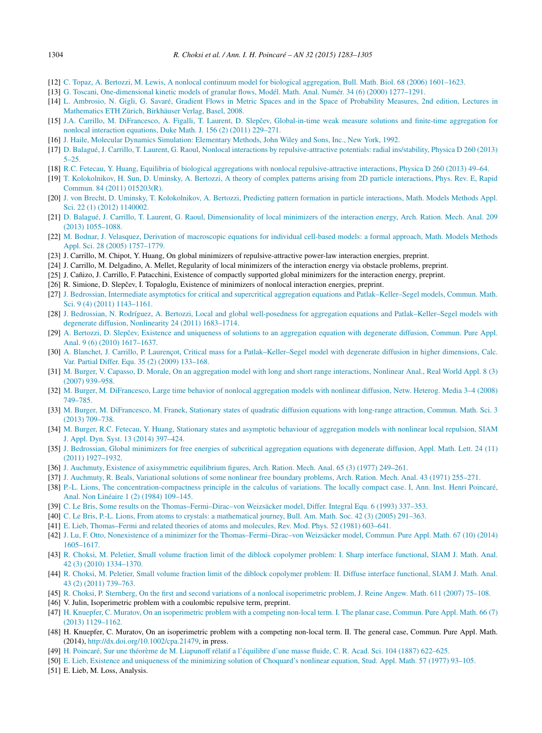[12] C. Topaz, A. Bertozzi, M. Lewis, A nonlocal continuum model for biological aggregation, Bull. Math. Biol. 68 (2006) 1601–1623.

[13] G. Toscani, One-dimensional kinetic models of granular flows, Modél. Math. Anal. Numér. 34 (6) (2000) 1277–1291.

[14] L. Ambrosio, N. Gigli, G. Savaré, Gradient Flows in Metric Spaces and in the Space of Probability Measures, 2nd edition, Lectures in Mathematics ETH Zürich, Birkhäuser Verlag, Basel, 2008.

[15] J.A. Carrillo, M. DiFrancesco, A. Figalli, T. Laurent, D. Slepčev, Global-in-time weak measure solutions and finite-time aggregation for nonlocal interaction equations, Duke Math. J. 156 (2) (2011) 229–271.

[16] J. Haile, Molecular Dynamics Simulation: Elementary Methods, John Wiley and Sons, Inc., New York, 1992.

[17] D. Balagué, J. Carrillo, T. Laurent, G. Raoul, Nonlocal interactions by repulsive-attractive potentials: radial ins/stability, Physica D 260 (2013) 5–25.

[18] R.C. Fetecau, Y. Huang, Equilibria of biological aggregations with nonlocal repulsive-attractive interactions, Physica D 260 (2013) 49–64.

[19] T. Kolokolnikov, H. Sun, D. Uminsky, A. Bertozzi, A theory of complex patterns arising from 2D particle interactions, Phys. Rev. E, Rapid Commun. 84 (2011) 015203(R).

[20] J. von Brecht, D. Uminsky, T. Kolokolnikov, A. Bertozzi, Predicting pattern formation in particle interactions, Math. Models Methods Appl. Sci. 22 (1) (2012) 1140002.

[21] D. Balagué, J. Carrillo, T. Laurent, G. Raoul, Dimensionality of local minimizers of the interaction energy, Arch. Ration. Mech. Anal. 209 (2013) 1055–1088.

[22] M. Bodnar, J. Velasquez, Derivation of macroscopic equations for individual cell-based models: a formal approach, Math. Models Methods Appl. Sci. 28 (2005) 1757–1779.

[23] J. Carrillo, M. Chipot, Y. Huang, On global minimizers of repulsive-attractive power-law interaction energies, preprint.

[24] J. Carrillo, M. Delgadino, A. Mellet, Regularity of local minimizers of the interaction energy via obstacle problems, preprint.

[25] J. Cañizo, J. Carrillo, F. Patacchini, Existence of compactly supported global minimizers for the interaction energy, preprint.

[26] R. Simione, D. Slepčev, I. Topaloglu, Existence of minimizers of nonlocal interaction energies, preprint.

[27] J. Bedrossian, Intermediate asymptotics for critical and supercritical aggregation equations and Patlak–Keller–Segel models, Commun. Math. Sci. 9 (4) (2011) 1143–1161.

[28] J. Bedrossian, N. Rodríguez, A. Bertozzi, Local and global well-posedness for aggregation equations and Patlak–Keller–Segel models with degenerate diffusion, Nonlinearity 24 (2011) 1683–1714.

[29] A. Bertozzi, D. Slepčev, Existence and uniqueness of solutions to an aggregation equation with degenerate diffusion, Commun. Pure Appl. Anal. 9 (6) (2010) 1617–1637.

[30] A. Blanchet, J. Carrillo, P. Laurençot, Critical mass for a Patlak–Keller–Segel model with degenerate diffusion in higher dimensions, Calc. Var. Partial Differ. Equ. 35 (2) (2009) 133–168.

[31] M. Burger, V. Capasso, D. Morale, On an aggregation model with long and short range interactions, Nonlinear Anal., Real World Appl. 8 (3) (2007) 939–958.

[32] M. Burger, M. DiFrancesco, Large time behavior of nonlocal aggregation models with nonlinear diffusion, Netw. Heterog. Media 3–4 (2008) 749–785.

[33] M. Burger, M. DiFrancesco, M. Franek, Stationary states of quadratic diffusion equations with long-range attraction, Commun. Math. Sci. 3 (2013) 709–738.

[34] M. Burger, R.C. Fetecau, Y. Huang, Stationary states and asymptotic behaviour of aggregation models with nonlinear local repulsion, SIAM J. Appl. Dyn. Syst. 13 (2014) 397–424.

[35] J. Bedrossian, Global minimizers for free energies of subcritical aggregation equations with degenerate diffusion, Appl. Math. Lett. 24 (11) (2011) 1927–1932.

[36] J. Auchmuty, Existence of axisymmetric equilibrium figures, Arch. Ration. Mech. Anal. 65 (3) (1977) 249–261.

[37] J. Auchmuty, R. Beals, Variational solutions of some nonlinear free boundary problems, Arch. Ration. Mech. Anal. 43 (1971) 255–271.

[38] P.-L. Lions, The concentration-compactness principle in the calculus of variations. The locally compact case. I, Ann. Inst. Henri Poincaré, Anal. Non Linéaire 1 (2) (1984) 109–145.

[39] C. Le Bris, Some results on the Thomas–Fermi–Dirac–von Weizsäcker model, Differ. Integral Equ. 6 (1993) 337–353.

[40] C. Le Bris, P.-L. Lions, From atoms to crystals: a mathematical journey, Bull. Am. Math. Soc. 42 (3) (2005) 291–363.

[41] E. Lieb, Thomas–Fermi and related theories of atoms and molecules, Rev. Mod. Phys. 52 (1981) 603–641.

[42] J. Lu, F. Otto, Nonexistence of a minimizer for the Thomas–Fermi–Dirac–von Weizsäcker model, Commun. Pure Appl. Math. 67 (10) (2014) 1605–1617.

[43] R. Choksi, M. Peletier, Small volume fraction limit of the diblock copolymer problem: I. Sharp interface functional, SIAM J. Math. Anal. 42 (3) (2010) 1334–1370.

[44] R. Choksi, M. Peletier, Small volume fraction limit of the diblock copolymer problem: II. Diffuse interface functional, SIAM J. Math. Anal. 43 (2) (2011) 739–763.

[45] R. Choksi, P. Sternberg, On the first and second variations of a nonlocal isoperimetric problem, J. Reine Angew. Math. 611 (2007) 75–108.

[46] V. Julin, Isoperimetric problem with a coulombic repulsive term, preprint.

[47] H. Knuepfer, C. Muratov, On an isoperimetric problem with a competing non-local term. I. The planar case, Commun. Pure Appl. Math. 66 (7) (2013) 1129–1162.

[48] H. Knuepfer, C. Muratov, On an isoperimetric problem with a competing non-local term. II. The general case, Commun. Pure Appl. Math. (2014), http://dx.doi.org/10.1002/cpa.21479, in press.

[49] H. Poincaré, Sur une théorème de M. Liapunoff rélatif a l'équilibre d'une masse fluide, C. R. Acad. Sci. 104 (1887) 622–625.

[50] E. Lieb, Existence and uniqueness of the minimizing solution of Choquard's nonlinear equation, Stud. Appl. Math. 57 (1977) 93–105.

[51] E. Lieb, M. Loss, Analysis.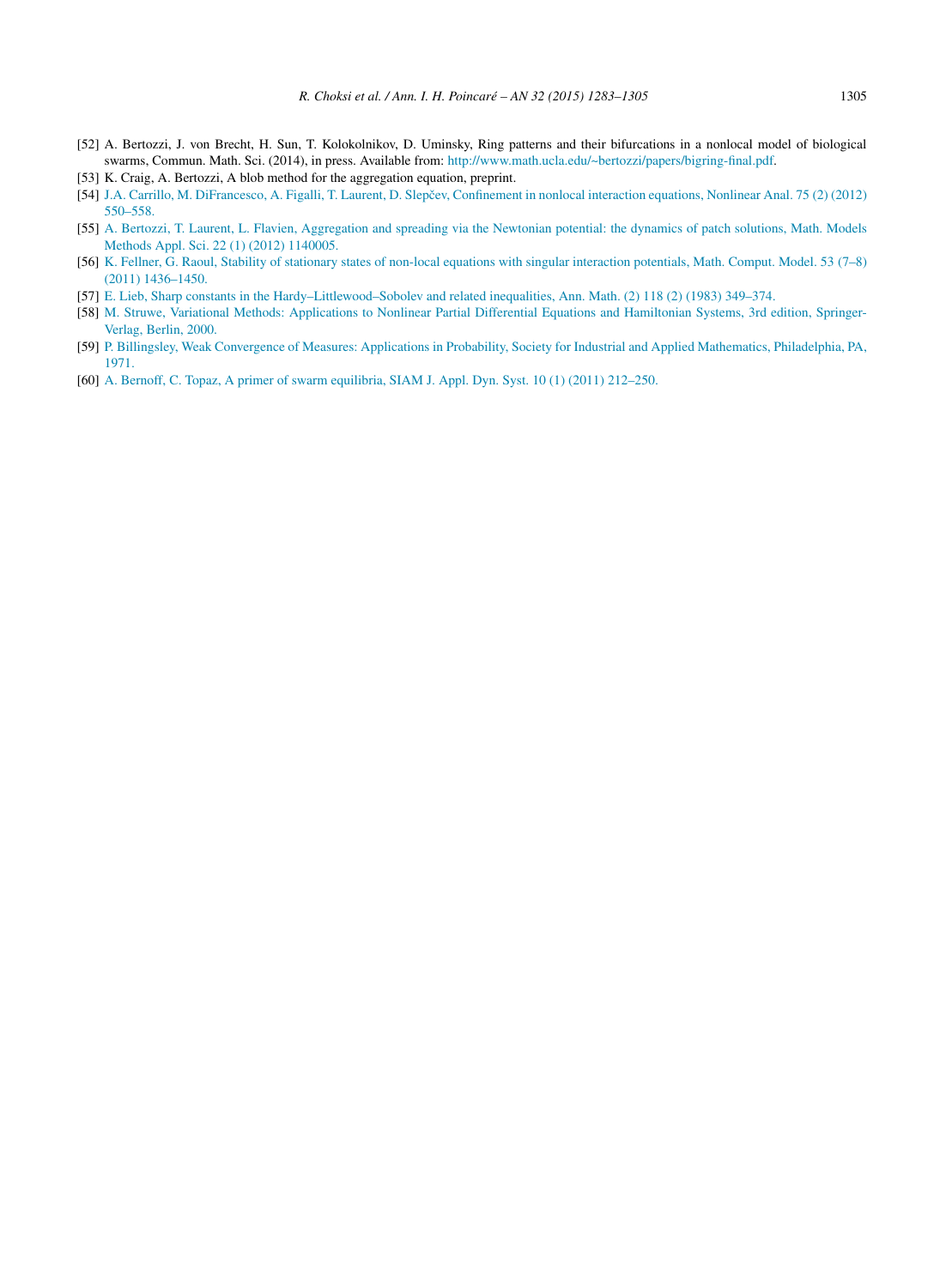[52] A. Bertozzi, J. von Brecht, H. Sun, T. Kolokolnikov, D. Uminsky, Ring patterns and their bifurcations in a nonlocal model of biological swarms, Commun. Math. Sci. (2014), in press. Available from: http://www.math.ucla.edu/~bertozzi/papers/bigring-final.pdf.

[53] K. Craig, A. Bertozzi, A blob method for the aggregation equation, preprint.

[54] J.A. Carrillo, M. DiFrancesco, A. Figalli, T. Laurent, D. Slepčev, Confinement in nonlocal interaction equations, Nonlinear Anal. 75 (2) (2012) 550–558.

[55] A. Bertozzi, T. Laurent, L. Flavien, Aggregation and spreading via the Newtonian potential: the dynamics of patch solutions, Math. Models Methods Appl. Sci. 22 (1) (2012) 1140005.

[56] K. Fellner, G. Raoul, Stability of stationary states of non-local equations with singular interaction potentials, Math. Comput. Model. 53 (7–8) (2011) 1436–1450.

[57] E. Lieb, Sharp constants in the Hardy–Littlewood–Sobolev and related inequalities, Ann. Math. (2) 118 (2) (1983) 349–374.

[58] M. Struwe, Variational Methods: Applications to Nonlinear Partial Differential Equations and Hamiltonian Systems, 3rd edition, Springer-Verlag, Berlin, 2000.

[59] P. Billingsley, Weak Convergence of Measures: Applications in Probability, Society for Industrial and Applied Mathematics, Philadelphia, PA, 1971.

[60] A. Bernoff, C. Topaz, A primer of swarm equilibria, SIAM J. Appl. Dyn. Syst. 10 (1) (2011) 212–250.